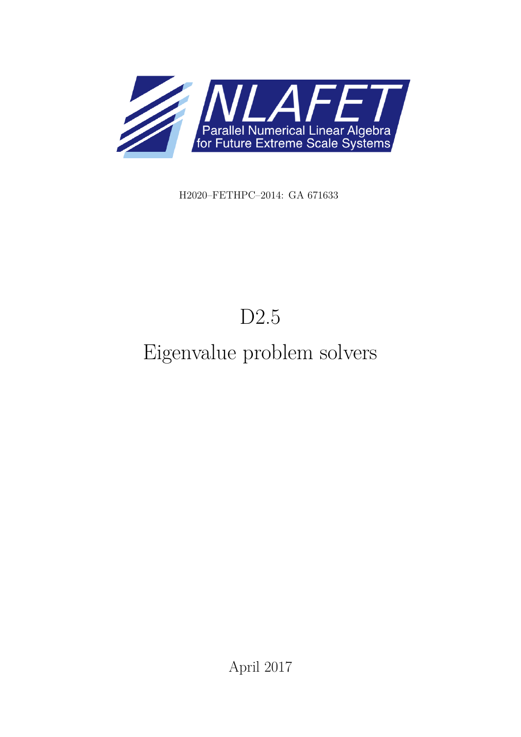NLAFET

Parallel Numerical Linear Algebra for Future Extreme Scale Systems

H2020–FETHPC–2014: GA 671633

# D2.5

# Eigenvalue problem solvers

April 2017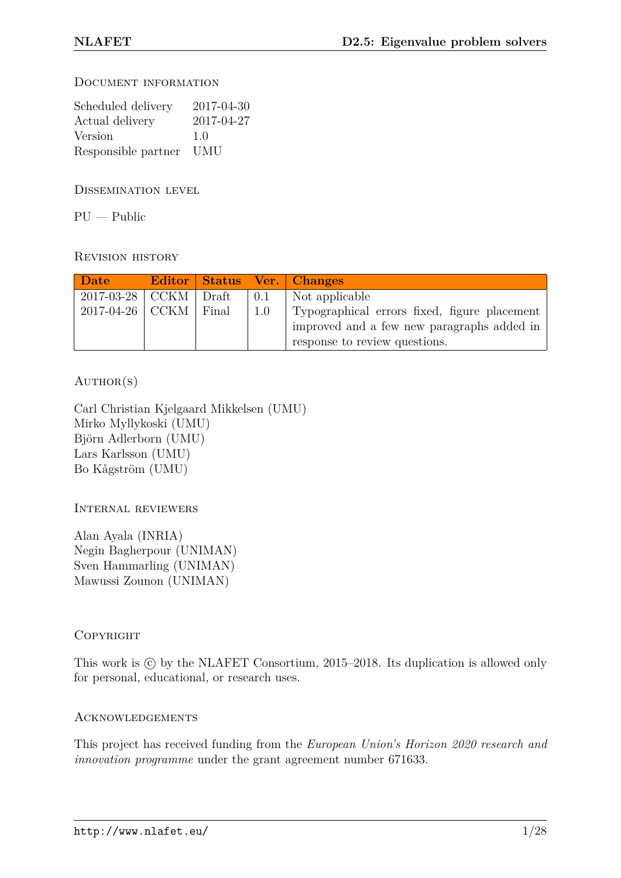## Document information

| | |
|---|---|
| Scheduled delivery | 2017-04-30 |
| Actual delivery | 2017-04-27 |
| Version | 1.0 |
| Responsible partner | UMU |

## Dissemination level

PU — Public

## Revision history

| Date | Editor | Status | Ver. | Changes |
|---|---|---|---|---|
| 2017-03-28 | CCKM | Draft | 0.1 | Not applicable |
| 2017-04-26 | CCKM | Final | 1.0 | Typographical errors fixed, figure placement improved and a few new paragraphs added in response to review questions. |

## Author(s)

Carl Christian Kjelgaard Mikkelsen (UMU)
Mirko Myllykoski (UMU)
Björn Adlerborn (UMU)
Lars Karlsson (UMU)
Bo Kågström (UMU)

## Internal reviewers

Alan Ayala (INRIA)
Negin Bagherpour (UNIMAN)
Sven Hammarling (UNIMAN)
Mawussi Zounon (UNIMAN)

## Copyright

This work is © by the NLAFET Consortium, 2015–2018. Its duplication is allowed only for personal, educational, or research uses.

## Acknowledgements

This project has received funding from the *European Union's Horizon 2020 research and innovation programme* under the grant agreement number 671633.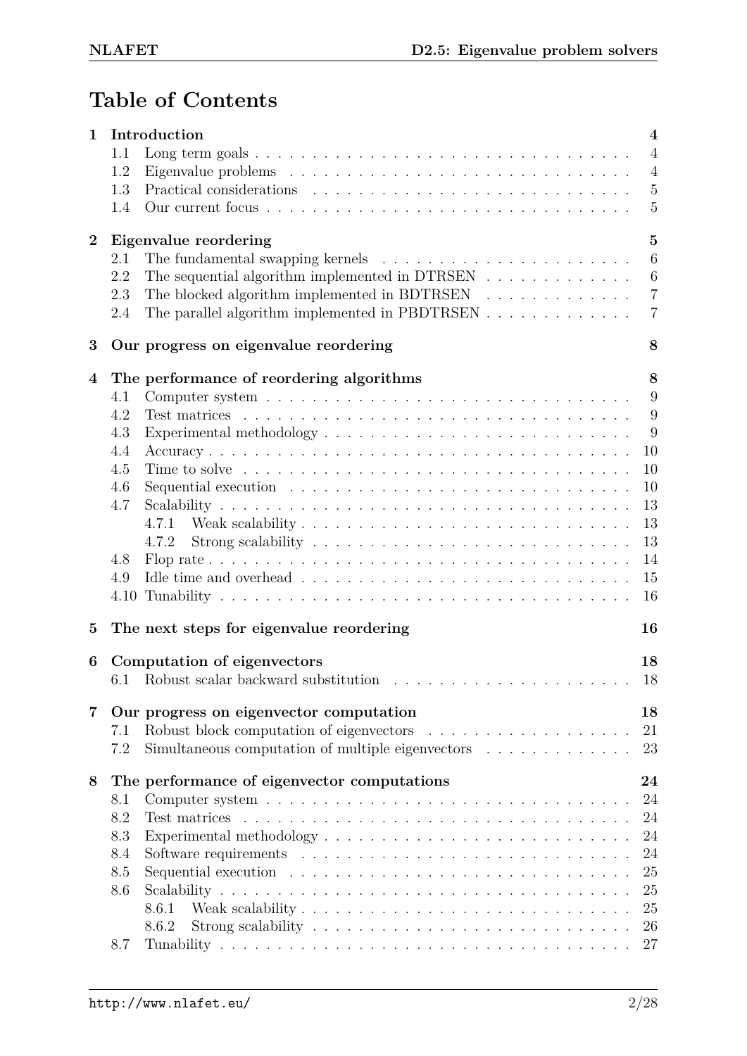# Table of Contents

- **1 Introduction** — 4
  - 1.1 Long term goals — 4
  - 1.2 Eigenvalue problems — 4
  - 1.3 Practical considerations — 5
  - 1.4 Our current focus — 5
- **2 Eigenvalue reordering** — 5
  - 2.1 The fundamental swapping kernels — 6
  - 2.2 The sequential algorithm implemented in DTRSEN — 6
  - 2.3 The blocked algorithm implemented in BDTRSEN — 7
  - 2.4 The parallel algorithm implemented in PBDTRSEN — 7
- **3 Our progress on eigenvalue reordering** — 8
- **4 The performance of reordering algorithms** — 8
  - 4.1 Computer system — 9
  - 4.2 Test matrices — 9
  - 4.3 Experimental methodology — 9
  - 4.4 Accuracy — 10
  - 4.5 Time to solve — 10
  - 4.6 Sequential execution — 10
  - 4.7 Scalability — 13
    - 4.7.1 Weak scalability — 13
    - 4.7.2 Strong scalability — 13
  - 4.8 Flop rate — 14
  - 4.9 Idle time and overhead — 15
  - 4.10 Tunability — 16
- **5 The next steps for eigenvalue reordering** — 16
- **6 Computation of eigenvectors** — 18
  - 6.1 Robust scalar backward substitution — 18
- **7 Our progress on eigenvector computation** — 18
  - 7.1 Robust block computation of eigenvectors — 21
  - 7.2 Simultaneous computation of multiple eigenvectors — 23
- **8 The performance of eigenvector computations** — 24
  - 8.1 Computer system — 24
  - 8.2 Test matrices — 24
  - 8.3 Experimental methodology — 24
  - 8.4 Software requirements — 24
  - 8.5 Sequential execution — 25
  - 8.6 Scalability — 25
    - 8.6.1 Weak scalability — 25
    - 8.6.2 Strong scalability — 26
  - 8.7 Tunability — 27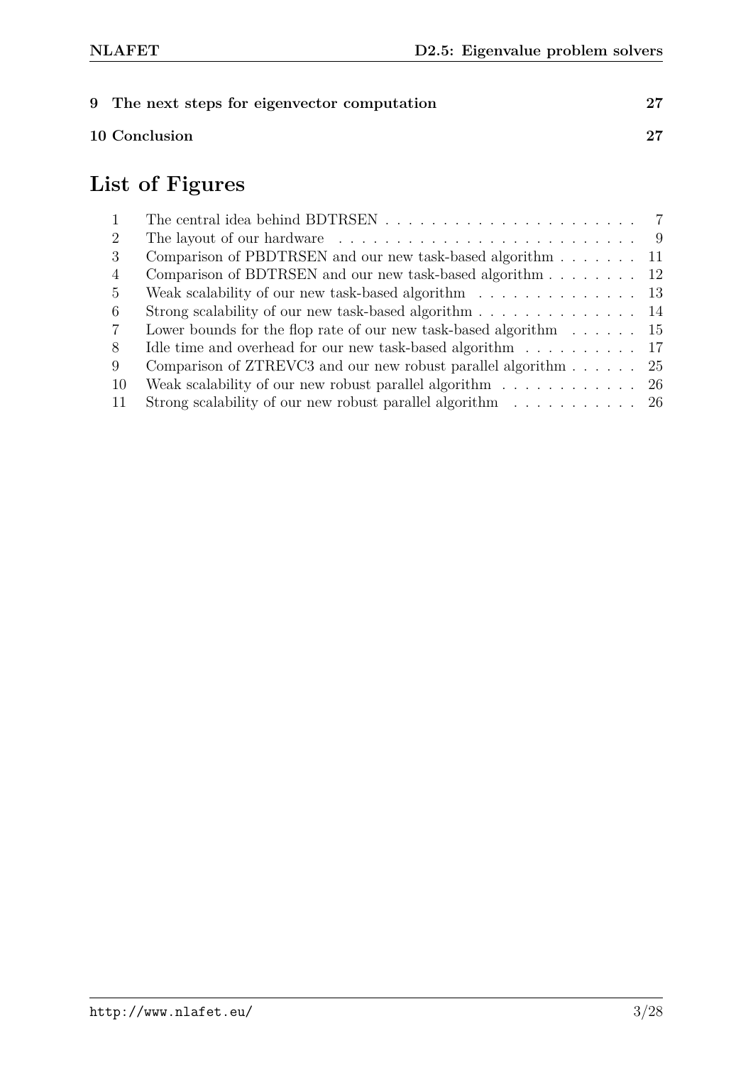**9 The next steps for eigenvector computation** **27**

**10 Conclusion** **27**

# List of Figures

| | | |
|---|---|---|
| 1 | The central idea behind BDTRSEN | 7 |
| 2 | The layout of our hardware | 9 |
| 3 | Comparison of PBDTRSEN and our new task-based algorithm | 11 |
| 4 | Comparison of BDTRSEN and our new task-based algorithm | 12 |
| 5 | Weak scalability of our new task-based algorithm | 13 |
| 6 | Strong scalability of our new task-based algorithm | 14 |
| 7 | Lower bounds for the flop rate of our new task-based algorithm | 15 |
| 8 | Idle time and overhead for our new task-based algorithm | 17 |
| 9 | Comparison of ZTREVC3 and our new robust parallel algorithm | 25 |
| 10 | Weak scalability of our new robust parallel algorithm | 26 |
| 11 | Strong scalability of our new robust parallel algorithm | 26 |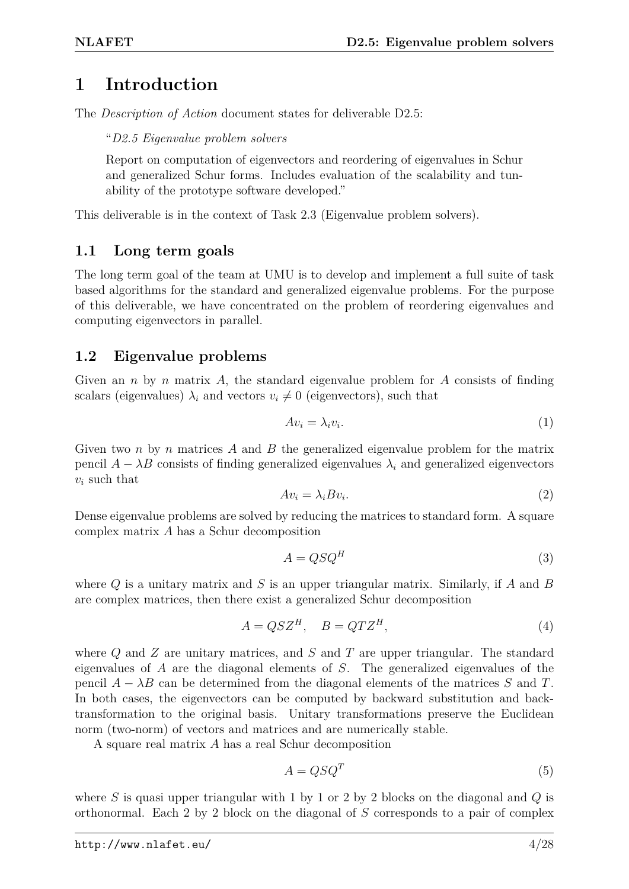# 1 Introduction

The *Description of Action* document states for deliverable D2.5:

"*D2.5 Eigenvalue problem solvers*

Report on computation of eigenvectors and reordering of eigenvalues in Schur and generalized Schur forms. Includes evaluation of the scalability and tunability of the prototype software developed."

This deliverable is in the context of Task 2.3 (Eigenvalue problem solvers).

## 1.1 Long term goals

The long term goal of the team at UMU is to develop and implement a full suite of task based algorithms for the standard and generalized eigenvalue problems. For the purpose of this deliverable, we have concentrated on the problem of reordering eigenvalues and computing eigenvectors in parallel.

## 1.2 Eigenvalue problems

Given an $n$ by $n$ matrix $A$, the standard eigenvalue problem for $A$ consists of finding scalars (eigenvalues) $\lambda_i$ and vectors $v_i \neq 0$ (eigenvectors), such that

$$Av_i = \lambda_i v_i. \tag{1}$$

Given two $n$ by $n$ matrices $A$ and $B$ the generalized eigenvalue problem for the matrix pencil $A - \lambda B$ consists of finding generalized eigenvalues $\lambda_i$ and generalized eigenvectors $v_i$ such that

$$Av_i = \lambda_i B v_i. \tag{2}$$

Dense eigenvalue problems are solved by reducing the matrices to standard form. A square complex matrix $A$ has a Schur decomposition

$$A = QSQ^H \tag{3}$$

where $Q$ is a unitary matrix and $S$ is an upper triangular matrix. Similarly, if $A$ and $B$ are complex matrices, then there exist a generalized Schur decomposition

$$A = QSZ^H, \quad B = QTZ^H, \tag{4}$$

where $Q$ and $Z$ are unitary matrices, and $S$ and $T$ are upper triangular. The standard eigenvalues of $A$ are the diagonal elements of $S$. The generalized eigenvalues of the pencil $A - \lambda B$ can be determined from the diagonal elements of the matrices $S$ and $T$. In both cases, the eigenvectors can be computed by backward substitution and back-transformation to the original basis. Unitary transformations preserve the Euclidean norm (two-norm) of vectors and matrices and are numerically stable.

A square real matrix $A$ has a real Schur decomposition

$$A = QSQ^T \tag{5}$$

where $S$ is quasi upper triangular with 1 by 1 or 2 by 2 blocks on the diagonal and $Q$ is orthonormal. Each 2 by 2 block on the diagonal of $S$ corresponds to a pair of complex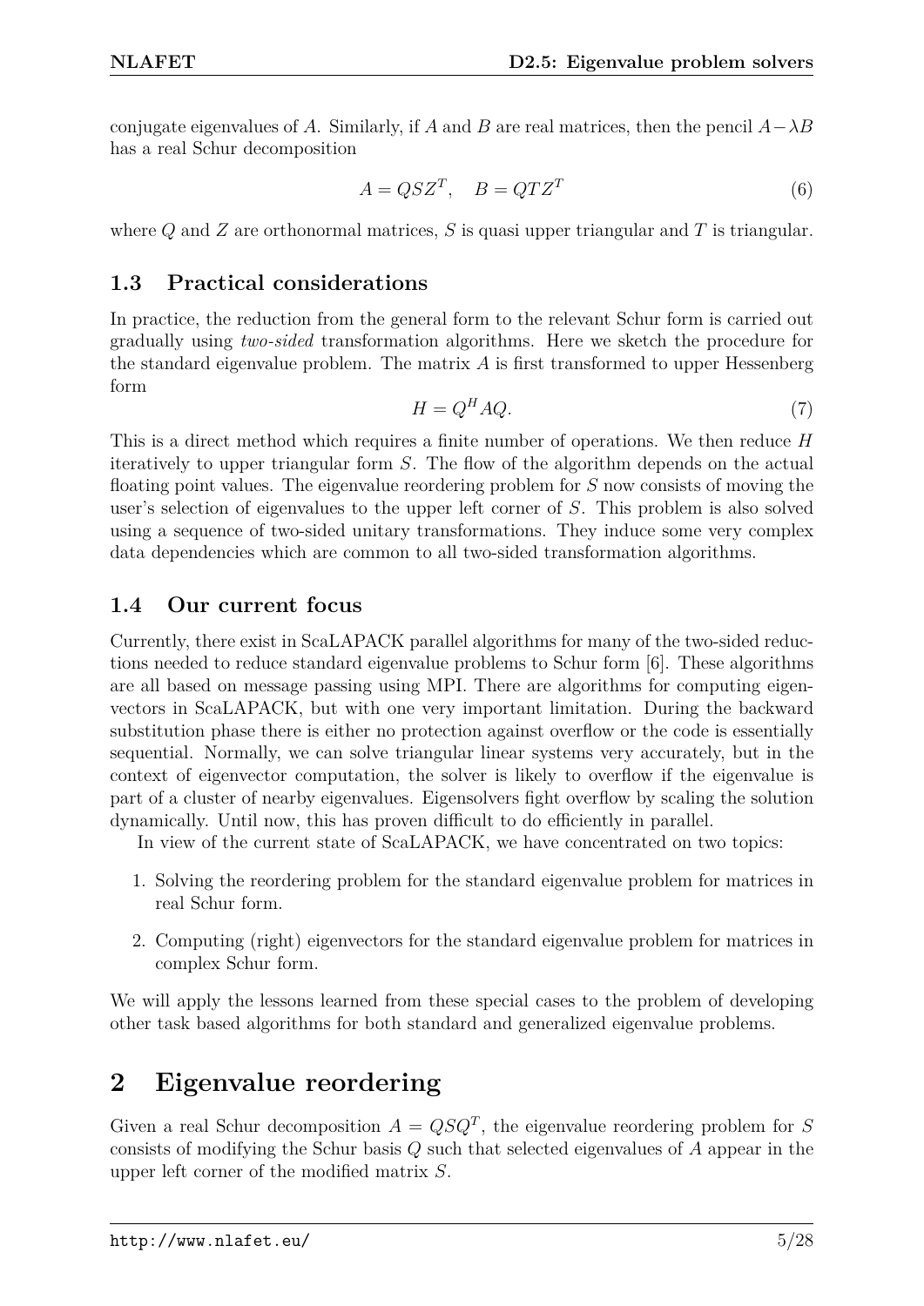conjugate eigenvalues of $A$. Similarly, if $A$ and $B$ are real matrices, then the pencil $A - \lambda B$ has a real Schur decomposition

$$A = QSZ^T, \quad B = QTZ^T \tag{6}$$

where $Q$ and $Z$ are orthonormal matrices, $S$ is quasi upper triangular and $T$ is triangular.

## 1.3 Practical considerations

In practice, the reduction from the general form to the relevant Schur form is carried out gradually using *two-sided* transformation algorithms. Here we sketch the procedure for the standard eigenvalue problem. The matrix $A$ is first transformed to upper Hessenberg form

$$H = Q^H AQ. \tag{7}$$

This is a direct method which requires a finite number of operations. We then reduce $H$ iteratively to upper triangular form $S$. The flow of the algorithm depends on the actual floating point values. The eigenvalue reordering problem for $S$ now consists of moving the user's selection of eigenvalues to the upper left corner of $S$. This problem is also solved using a sequence of two-sided unitary transformations. They induce some very complex data dependencies which are common to all two-sided transformation algorithms.

## 1.4 Our current focus

Currently, there exist in ScaLAPACK parallel algorithms for many of the two-sided reductions needed to reduce standard eigenvalue problems to Schur form [6]. These algorithms are all based on message passing using MPI. There are algorithms for computing eigenvectors in ScaLAPACK, but with one very important limitation. During the backward substitution phase there is either no protection against overflow or the code is essentially sequential. Normally, we can solve triangular linear systems very accurately, but in the context of eigenvector computation, the solver is likely to overflow if the eigenvalue is part of a cluster of nearby eigenvalues. Eigensolvers fight overflow by scaling the solution dynamically. Until now, this has proven difficult to do efficiently in parallel.

In view of the current state of ScaLAPACK, we have concentrated on two topics:

1. Solving the reordering problem for the standard eigenvalue problem for matrices in real Schur form.
2. Computing (right) eigenvectors for the standard eigenvalue problem for matrices in complex Schur form.

We will apply the lessons learned from these special cases to the problem of developing other task based algorithms for both standard and generalized eigenvalue problems.

# 2 Eigenvalue reordering

Given a real Schur decomposition $A = QSQ^T$, the eigenvalue reordering problem for $S$ consists of modifying the Schur basis $Q$ such that selected eigenvalues of $A$ appear in the upper left corner of the modified matrix $S$.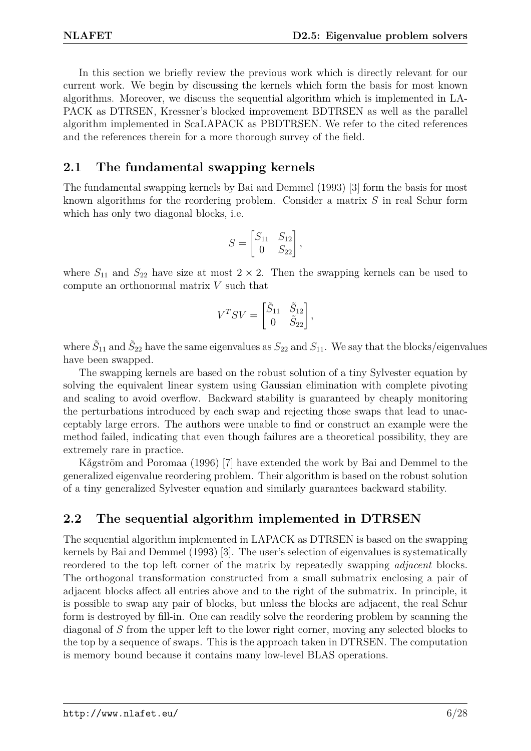In this section we briefly review the previous work which is directly relevant for our current work. We begin by discussing the kernels which form the basis for most known algorithms. Moreover, we discuss the sequential algorithm which is implemented in LAPACK as DTRSEN, Kressner's blocked improvement BDTRSEN as well as the parallel algorithm implemented in ScaLAPACK as PBDTRSEN. We refer to the cited references and the references therein for a more thorough survey of the field.

## 2.1 The fundamental swapping kernels

The fundamental swapping kernels by Bai and Demmel (1993) [3] form the basis for most known algorithms for the reordering problem. Consider a matrix $S$ in real Schur form which has only two diagonal blocks, i.e.

$$S = \begin{bmatrix} S_{11} & S_{12} \\ 0 & S_{22} \end{bmatrix},$$

where $S_{11}$ and $S_{22}$ have size at most $2 \times 2$. Then the swapping kernels can be used to compute an orthonormal matrix $V$ such that

$$V^T S V = \begin{bmatrix} \tilde{S}_{11} & \tilde{S}_{12} \\ 0 & \tilde{S}_{22} \end{bmatrix},$$

where $\tilde{S}_{11}$ and $\tilde{S}_{22}$ have the same eigenvalues as $S_{22}$ and $S_{11}$. We say that the blocks/eigenvalues have been swapped.

The swapping kernels are based on the robust solution of a tiny Sylvester equation by solving the equivalent linear system using Gaussian elimination with complete pivoting and scaling to avoid overflow. Backward stability is guaranteed by cheaply monitoring the perturbations introduced by each swap and rejecting those swaps that lead to unacceptably large errors. The authors were unable to find or construct an example were the method failed, indicating that even though failures are a theoretical possibility, they are extremely rare in practice.

Kågström and Poromaa (1996) [7] have extended the work by Bai and Demmel to the generalized eigenvalue reordering problem. Their algorithm is based on the robust solution of a tiny generalized Sylvester equation and similarly guarantees backward stability.

## 2.2 The sequential algorithm implemented in DTRSEN

The sequential algorithm implemented in LAPACK as DTRSEN is based on the swapping kernels by Bai and Demmel (1993) [3]. The user's selection of eigenvalues is systematically reordered to the top left corner of the matrix by repeatedly swapping *adjacent* blocks. The orthogonal transformation constructed from a small submatrix enclosing a pair of adjacent blocks affect all entries above and to the right of the submatrix. In principle, it is possible to swap any pair of blocks, but unless the blocks are adjacent, the real Schur form is destroyed by fill-in. One can readily solve the reordering problem by scanning the diagonal of $S$ from the upper left to the lower right corner, moving any selected blocks to the top by a sequence of swaps. This is the approach taken in DTRSEN. The computation is memory bound because it contains many low-level BLAS operations.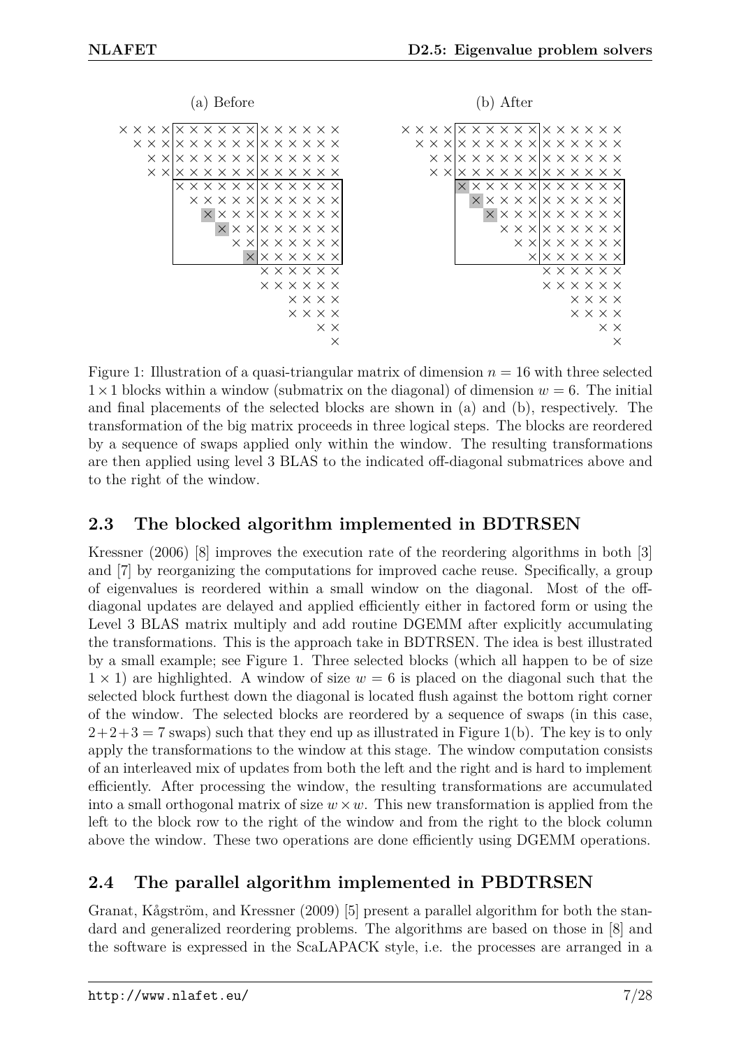(a) Before

(b) After

Figure 1: Illustration of a quasi-triangular matrix of dimension $n = 16$ with three selected $1 \times 1$ blocks within a window (submatrix on the diagonal) of dimension $w = 6$. The initial and final placements of the selected blocks are shown in (a) and (b), respectively. The transformation of the big matrix proceeds in three logical steps. The blocks are reordered by a sequence of swaps applied only within the window. The resulting transformations are then applied using level 3 BLAS to the indicated off-diagonal submatrices above and to the right of the window.

## 2.3 The blocked algorithm implemented in BDTRSEN

Kressner (2006) [8] improves the execution rate of the reordering algorithms in both [3] and [7] by reorganizing the computations for improved cache reuse. Specifically, a group of eigenvalues is reordered within a small window on the diagonal. Most of the off-diagonal updates are delayed and applied efficiently either in factored form or using the Level 3 BLAS matrix multiply and add routine DGEMM after explicitly accumulating the transformations. This is the approach take in BDTRSEN. The idea is best illustrated by a small example; see Figure 1. Three selected blocks (which all happen to be of size $1 \times 1$) are highlighted. A window of size $w = 6$ is placed on the diagonal such that the selected block furthest down the diagonal is located flush against the bottom right corner of the window. The selected blocks are reordered by a sequence of swaps (in this case, $2+2+3 = 7$ swaps) such that they end up as illustrated in Figure 1(b). The key is to only apply the transformations to the window at this stage. The window computation consists of an interleaved mix of updates from both the left and the right and is hard to implement efficiently. After processing the window, the resulting transformations are accumulated into a small orthogonal matrix of size $w \times w$. This new transformation is applied from the left to the block row to the right of the window and from the right to the block column above the window. These two operations are done efficiently using DGEMM operations.

## 2.4 The parallel algorithm implemented in PBDTRSEN

Granat, Kågström, and Kressner (2009) [5] present a parallel algorithm for both the standard and generalized reordering problems. The algorithms are based on those in [8] and the software is expressed in the ScaLAPACK style, i.e. the processes are arranged in a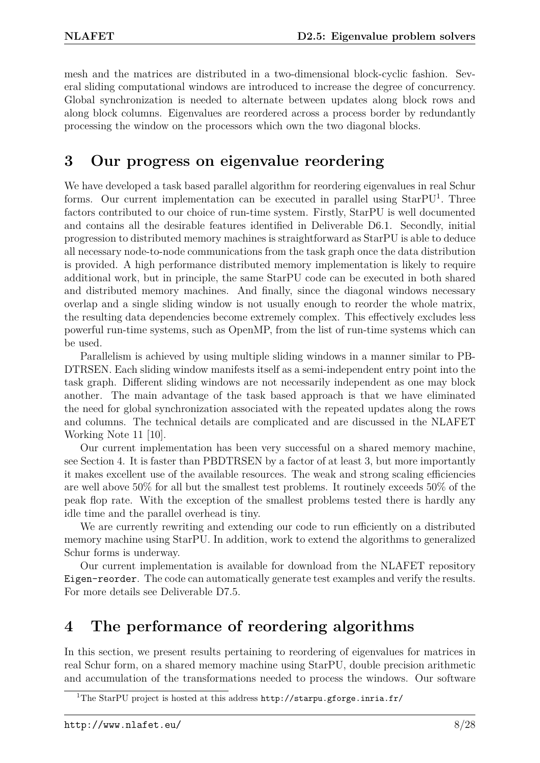mesh and the matrices are distributed in a two-dimensional block-cyclic fashion. Several sliding computational windows are introduced to increase the degree of concurrency. Global synchronization is needed to alternate between updates along block rows and along block columns. Eigenvalues are reordered across a process border by redundantly processing the window on the processors which own the two diagonal blocks.

# 3 Our progress on eigenvalue reordering

We have developed a task based parallel algorithm for reordering eigenvalues in real Schur forms. Our current implementation can be executed in parallel using StarPU[1]. Three factors contributed to our choice of run-time system. Firstly, StarPU is well documented and contains all the desirable features identified in Deliverable D6.1. Secondly, initial progression to distributed memory machines is straightforward as StarPU is able to deduce all necessary node-to-node communications from the task graph once the data distribution is provided. A high performance distributed memory implementation is likely to require additional work, but in principle, the same StarPU code can be executed in both shared and distributed memory machines. And finally, since the diagonal windows necessary overlap and a single sliding window is not usually enough to reorder the whole matrix, the resulting data dependencies become extremely complex. This effectively excludes less powerful run-time systems, such as OpenMP, from the list of run-time systems which can be used.

Parallelism is achieved by using multiple sliding windows in a manner similar to PBDTRSEN. Each sliding window manifests itself as a semi-independent entry point into the task graph. Different sliding windows are not necessarily independent as one may block another. The main advantage of the task based approach is that we have eliminated the need for global synchronization associated with the repeated updates along the rows and columns. The technical details are complicated and are discussed in the NLAFET Working Note 11 [10].

Our current implementation has been very successful on a shared memory machine, see Section 4. It is faster than PBDTRSEN by a factor of at least 3, but more importantly it makes excellent use of the available resources. The weak and strong scaling efficiencies are well above 50% for all but the smallest test problems. It routinely exceeds 50% of the peak flop rate. With the exception of the smallest problems tested there is hardly any idle time and the parallel overhead is tiny.

We are currently rewriting and extending our code to run efficiently on a distributed memory machine using StarPU. In addition, work to extend the algorithms to generalized Schur forms is underway.

Our current implementation is available for download from the NLAFET repository `Eigen-reorder`. The code can automatically generate test examples and verify the results. For more details see Deliverable D7.5.

# 4 The performance of reordering algorithms

In this section, we present results pertaining to reordering of eigenvalues for matrices in real Schur form, on a shared memory machine using StarPU, double precision arithmetic and accumulation of the transformations needed to process the windows. Our software

[1] The StarPU project is hosted at this address `http://starpu.gforge.inria.fr/`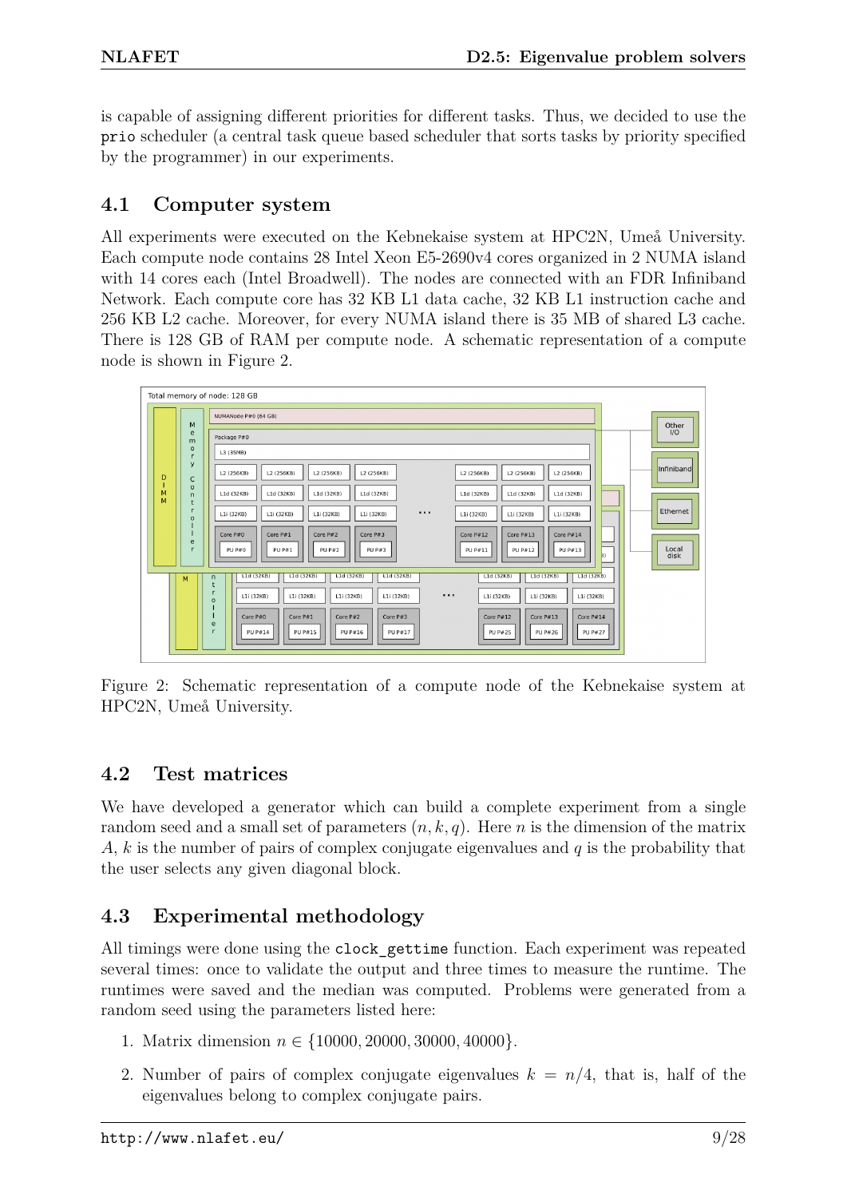is capable of assigning different priorities for different tasks. Thus, we decided to use the `prio` scheduler (a central task queue based scheduler that sorts tasks by priority specified by the programmer) in our experiments.

## 4.1 Computer system

All experiments were executed on the Kebnekaise system at HPC2N, Umeå University. Each compute node contains 28 Intel Xeon E5-2690v4 cores organized in 2 NUMA island with 14 cores each (Intel Broadwell). The nodes are connected with an FDR Infiniband Network. Each compute core has 32 KB L1 data cache, 32 KB L1 instruction cache and 256 KB L2 cache. Moreover, for every NUMA island there is 35 MB of shared L3 cache. There is 128 GB of RAM per compute node. A schematic representation of a compute node is shown in Figure 2.

Figure 2: Schematic representation of a compute node of the Kebnekaise system at HPC2N, Umeå University.

## 4.2 Test matrices

We have developed a generator which can build a complete experiment from a single random seed and a small set of parameters $(n, k, q)$. Here $n$ is the dimension of the matrix $A$, $k$ is the number of pairs of complex conjugate eigenvalues and $q$ is the probability that the user selects any given diagonal block.

## 4.3 Experimental methodology

All timings were done using the `clock_gettime` function. Each experiment was repeated several times: once to validate the output and three times to measure the runtime. The runtimes were saved and the median was computed. Problems were generated from a random seed using the parameters listed here:

1. Matrix dimension $n \in \{10000, 20000, 30000, 40000\}$.
2. Number of pairs of complex conjugate eigenvalues $k = n/4$, that is, half of the eigenvalues belong to complex conjugate pairs.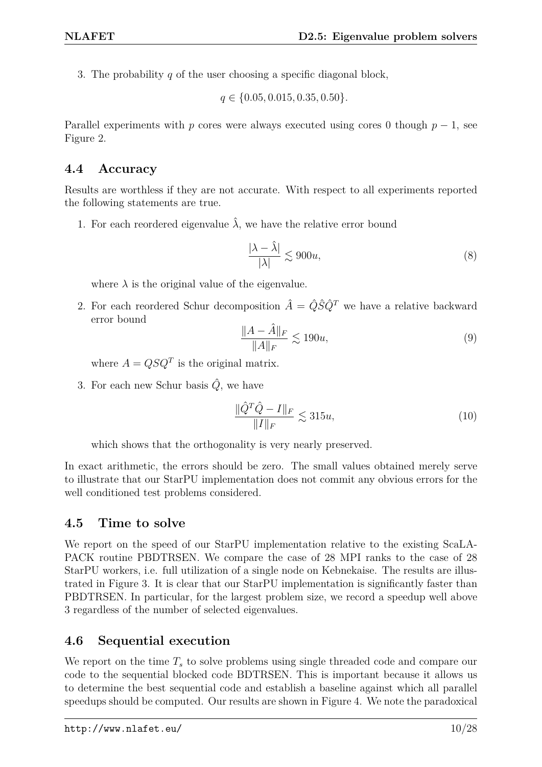3. The probability $q$ of the user choosing a specific diagonal block,

$$q \in \{0.05, 0.015, 0.35, 0.50\}.$$

Parallel experiments with $p$ cores were always executed using cores 0 though $p-1$, see Figure 2.

### 4.4 Accuracy

Results are worthless if they are not accurate. With respect to all experiments reported the following statements are true.

1. For each reordered eigenvalue $\hat{\lambda}$, we have the relative error bound

$$\frac{|\lambda - \hat{\lambda}|}{|\lambda|} \lesssim 900u, \tag{8}$$

   where $\lambda$ is the original value of the eigenvalue.

2. For each reordered Schur decomposition $\hat{A} = \hat{Q}\hat{S}\hat{Q}^T$ we have a relative backward error bound

$$\frac{\|A - \hat{A}\|_F}{\|A\|_F} \lesssim 190u, \tag{9}$$

   where $A = QSQ^T$ is the original matrix.

3. For each new Schur basis $\hat{Q}$, we have

$$\frac{\|\hat{Q}^T\hat{Q} - I\|_F}{\|I\|_F} \lesssim 315u, \tag{10}$$

   which shows that the orthogonality is very nearly preserved.

In exact arithmetic, the errors should be zero. The small values obtained merely serve to illustrate that our StarPU implementation does not commit any obvious errors for the well conditioned test problems considered.

### 4.5 Time to solve

We report on the speed of our StarPU implementation relative to the existing ScaLAPACK routine PBDTRSEN. We compare the case of 28 MPI ranks to the case of 28 StarPU workers, i.e. full utilization of a single node on Kebnekaise. The results are illustrated in Figure 3. It is clear that our StarPU implementation is significantly faster than PBDTRSEN. In particular, for the largest problem size, we record a speedup well above 3 regardless of the number of selected eigenvalues.

### 4.6 Sequential execution

We report on the time $T_s$ to solve problems using single threaded code and compare our code to the sequential blocked code BDTRSEN. This is important because it allows us to determine the best sequential code and establish a baseline against which all parallel speedups should be computed. Our results are shown in Figure 4. We note the paradoxical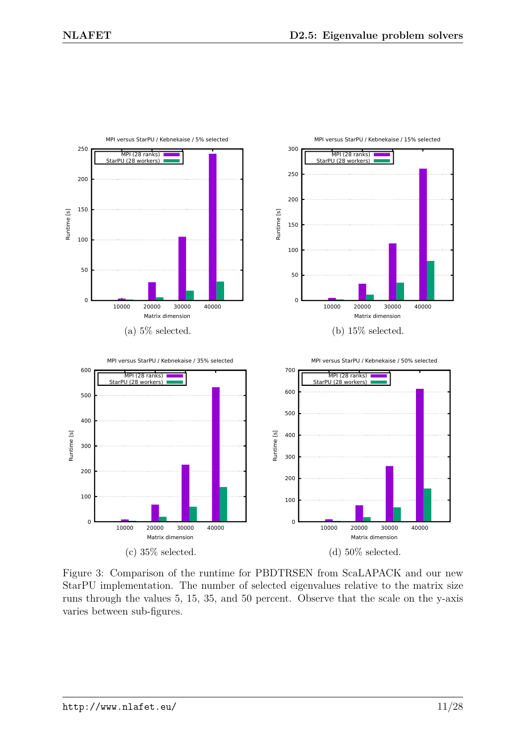(a) 5% selected.

(b) 15% selected.

(c) 35% selected.

(d) 50% selected.

Figure 3: Comparison of the runtime for PBDTRSEN from ScaLAPACK and our new StarPU implementation. The number of selected eigenvalues relative to the matrix size runs through the values 5, 15, 35, and 50 percent. Observe that the scale on the y-axis varies between sub-figures.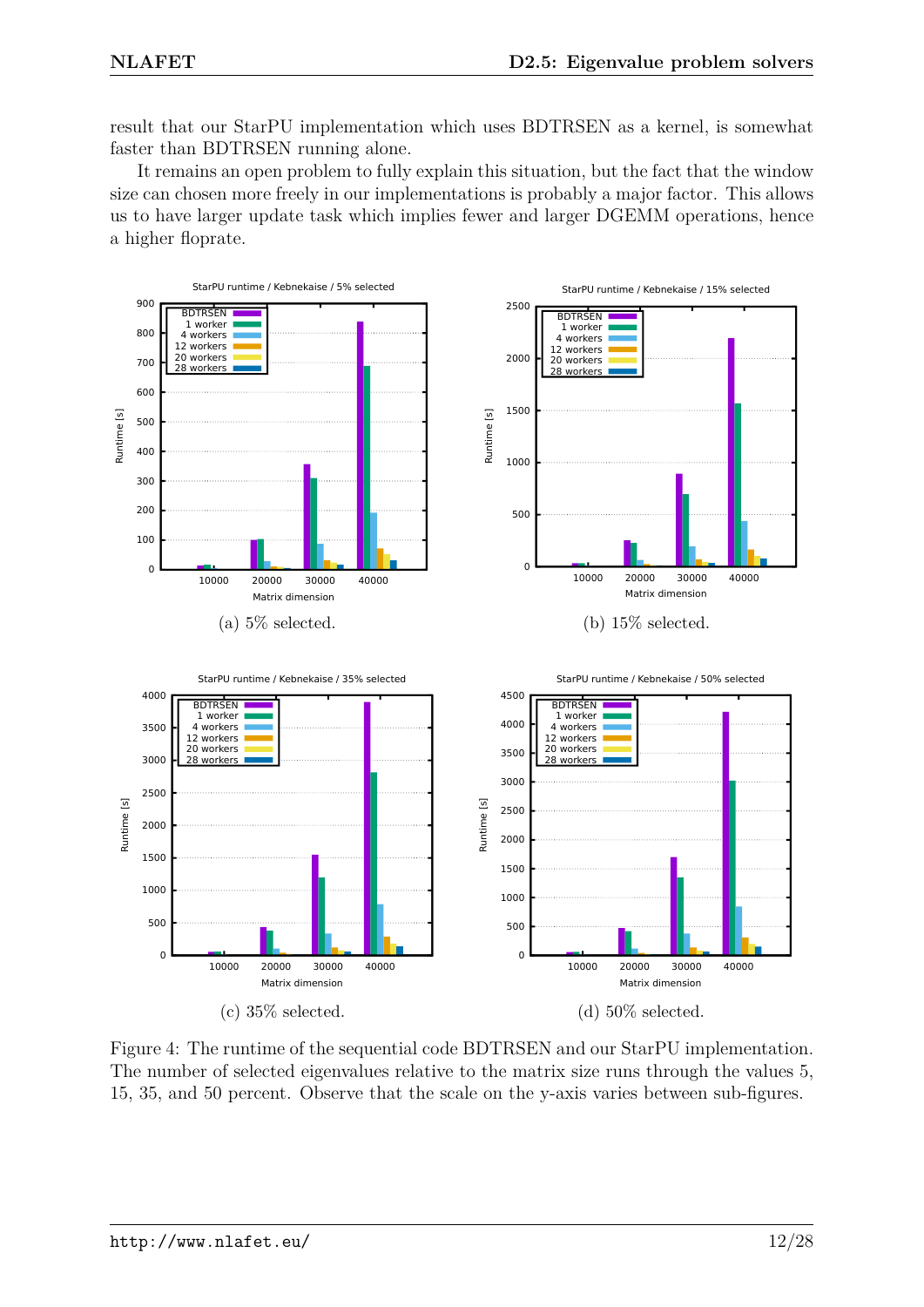result that our StarPU implementation which uses BDTRSEN as a kernel, is somewhat faster than BDTRSEN running alone.

It remains an open problem to fully explain this situation, but the fact that the window size can chosen more freely in our implementations is probably a major factor. This allows us to have larger update task which implies fewer and larger DGEMM operations, hence a higher floprate.

(a) 5% selected.

(b) 15% selected.

(c) 35% selected.

(d) 50% selected.

Figure 4: The runtime of the sequential code BDTRSEN and our StarPU implementation. The number of selected eigenvalues relative to the matrix size runs through the values 5, 15, 35, and 50 percent. Observe that the scale on the y-axis varies between sub-figures.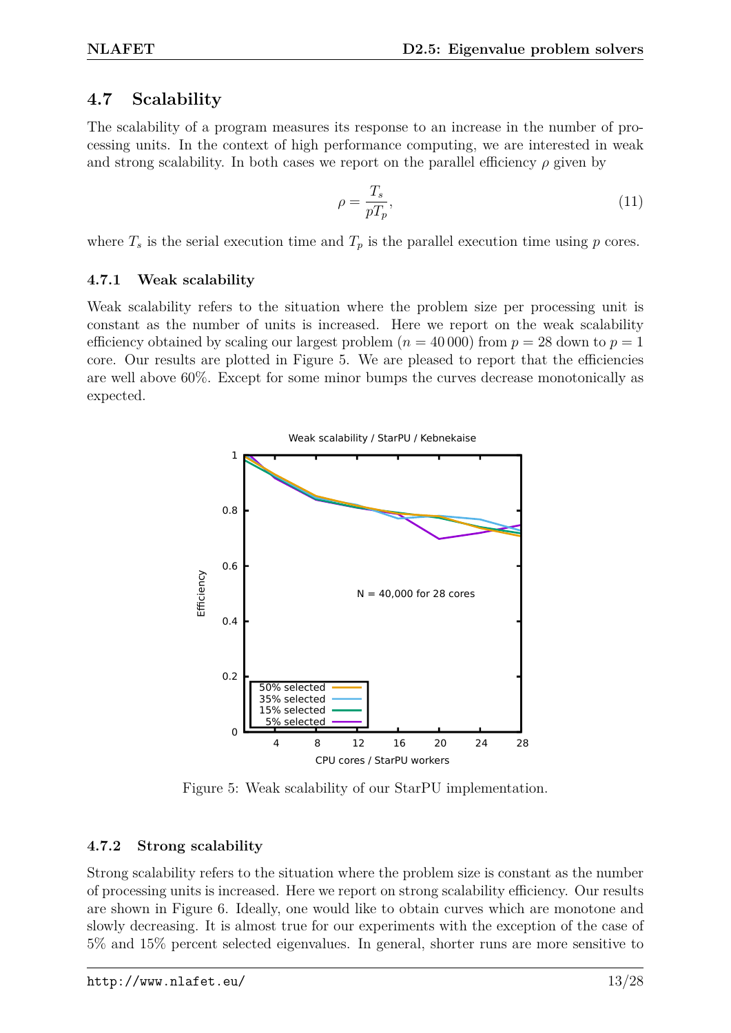## 4.7 Scalability

The scalability of a program measures its response to an increase in the number of processing units. In the context of high performance computing, we are interested in weak and strong scalability. In both cases we report on the parallel efficiency $\rho$ given by

$$\rho = \frac{T_s}{pT_p}, \tag{11}$$

where $T_s$ is the serial execution time and $T_p$ is the parallel execution time using $p$ cores.

### 4.7.1 Weak scalability

Weak scalability refers to the situation where the problem size per processing unit is constant as the number of units is increased. Here we report on the weak scalability efficiency obtained by scaling our largest problem ($n = 40\,000$) from $p = 28$ down to $p = 1$ core. Our results are plotted in Figure 5. We are pleased to report that the efficiencies are well above 60%. Except for some minor bumps the curves decrease monotonically as expected.

Figure 5: Weak scalability of our StarPU implementation.

### 4.7.2 Strong scalability

Strong scalability refers to the situation where the problem size is constant as the number of processing units is increased. Here we report on strong scalability efficiency. Our results are shown in Figure 6. Ideally, one would like to obtain curves which are monotone and slowly decreasing. It is almost true for our experiments with the exception of the case of 5% and 15% percent selected eigenvalues. In general, shorter runs are more sensitive to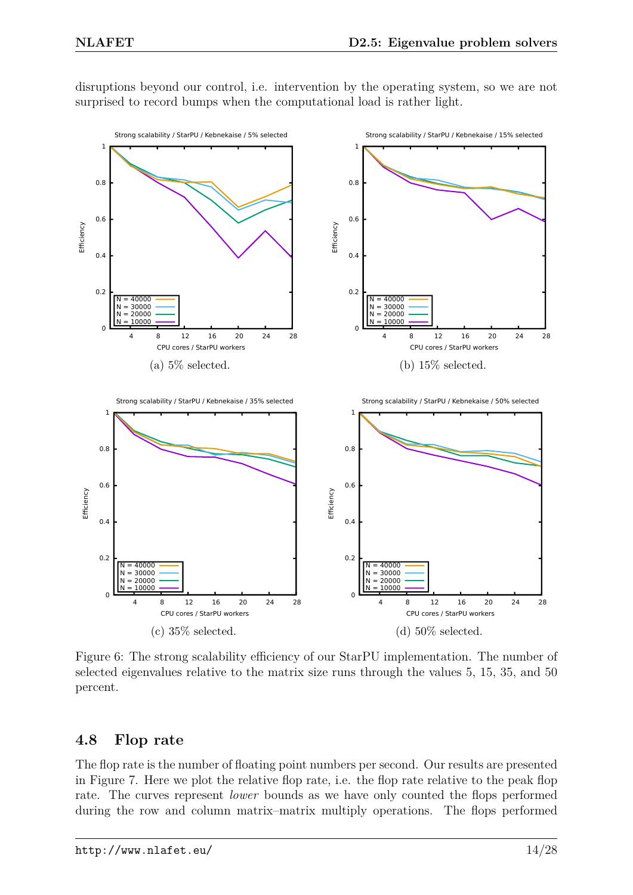disruptions beyond our control, i.e. intervention by the operating system, so we are not surprised to record bumps when the computational load is rather light.

(a) 5% selected.

(b) 15% selected.

(c) 35% selected.

(d) 50% selected.

Figure 6: The strong scalability efficiency of our StarPU implementation. The number of selected eigenvalues relative to the matrix size runs through the values 5, 15, 35, and 50 percent.

### 4.8 Flop rate

The flop rate is the number of floating point numbers per second. Our results are presented in Figure 7. Here we plot the relative flop rate, i.e. the flop rate relative to the peak flop rate. The curves represent *lower* bounds as we have only counted the flops performed during the row and column matrix–matrix multiply operations. The flops performed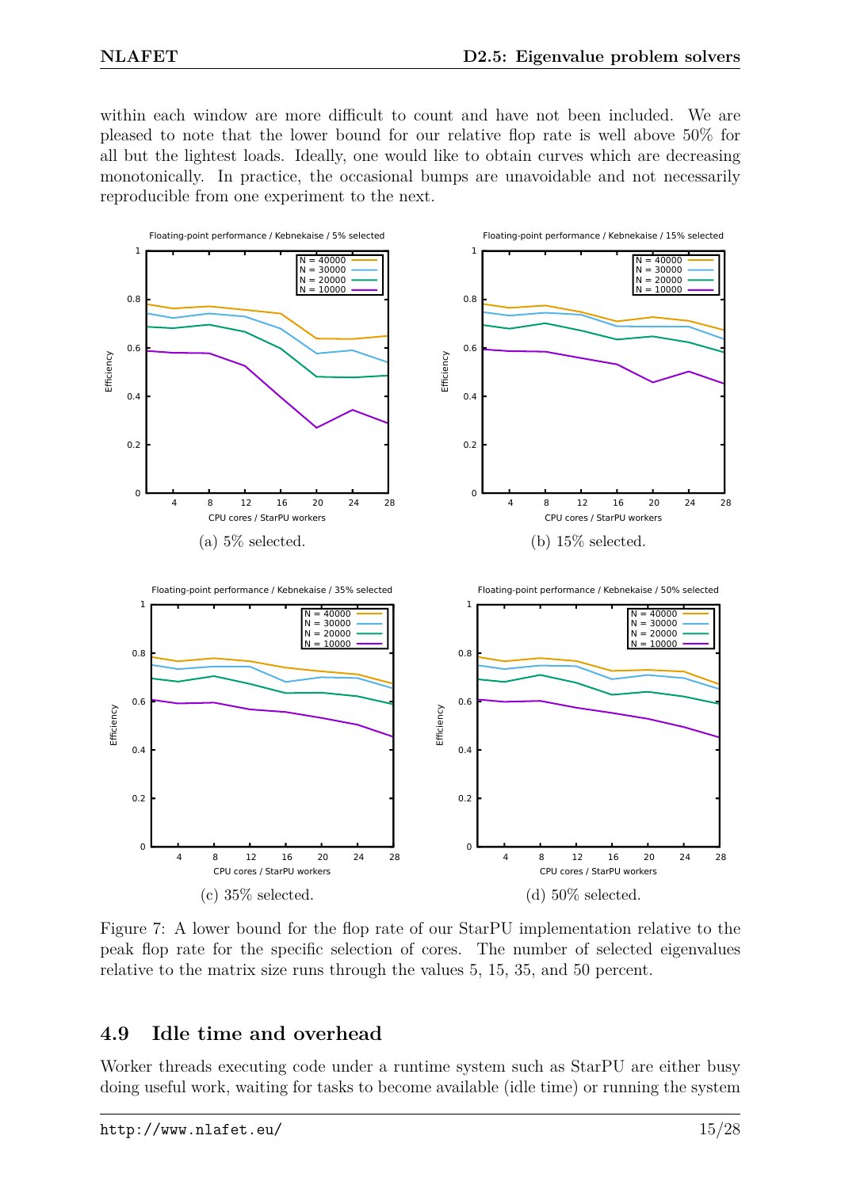within each window are more difficult to count and have not been included. We are pleased to note that the lower bound for our relative flop rate is well above 50% for all but the lightest loads. Ideally, one would like to obtain curves which are decreasing monotonically. In practice, the occasional bumps are unavoidable and not necessarily reproducible from one experiment to the next.

(a) 5% selected.

(b) 15% selected.

(c) 35% selected.

(d) 50% selected.

Figure 7: A lower bound for the flop rate of our StarPU implementation relative to the peak flop rate for the specific selection of cores. The number of selected eigenvalues relative to the matrix size runs through the values 5, 15, 35, and 50 percent.

## 4.9 Idle time and overhead

Worker threads executing code under a runtime system such as StarPU are either busy doing useful work, waiting for tasks to become available (idle time) or running the system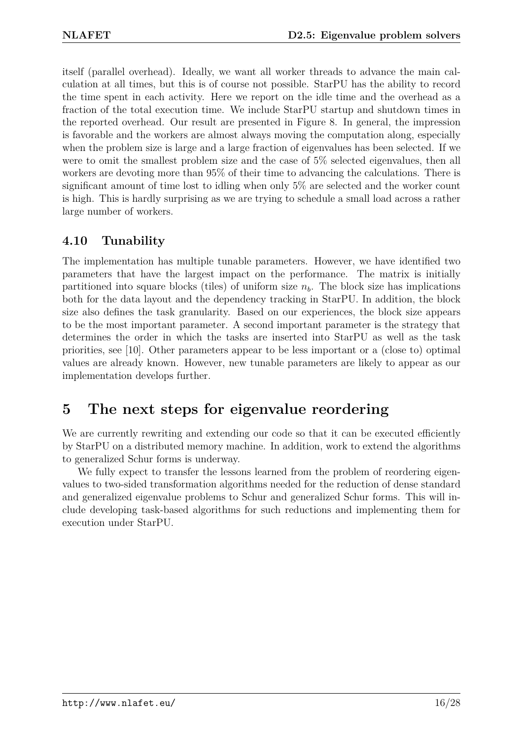itself (parallel overhead). Ideally, we want all worker threads to advance the main calculation at all times, but this is of course not possible. StarPU has the ability to record the time spent in each activity. Here we report on the idle time and the overhead as a fraction of the total execution time. We include StarPU startup and shutdown times in the reported overhead. Our result are presented in Figure 8. In general, the impression is favorable and the workers are almost always moving the computation along, especially when the problem size is large and a large fraction of eigenvalues has been selected. If we were to omit the smallest problem size and the case of 5% selected eigenvalues, then all workers are devoting more than 95% of their time to advancing the calculations. There is significant amount of time lost to idling when only 5% are selected and the worker count is high. This is hardly surprising as we are trying to schedule a small load across a rather large number of workers.

### 4.10 Tunability

The implementation has multiple tunable parameters. However, we have identified two parameters that have the largest impact on the performance. The matrix is initially partitioned into square blocks (tiles) of uniform size $n_b$. The block size has implications both for the data layout and the dependency tracking in StarPU. In addition, the block size also defines the task granularity. Based on our experiences, the block size appears to be the most important parameter. A second important parameter is the strategy that determines the order in which the tasks are inserted into StarPU as well as the task priorities, see [10]. Other parameters appear to be less important or a (close to) optimal values are already known. However, new tunable parameters are likely to appear as our implementation develops further.

## 5 The next steps for eigenvalue reordering

We are currently rewriting and extending our code so that it can be executed efficiently by StarPU on a distributed memory machine. In addition, work to extend the algorithms to generalized Schur forms is underway.

We fully expect to transfer the lessons learned from the problem of reordering eigenvalues to two-sided transformation algorithms needed for the reduction of dense standard and generalized eigenvalue problems to Schur and generalized Schur forms. This will include developing task-based algorithms for such reductions and implementing them for execution under StarPU.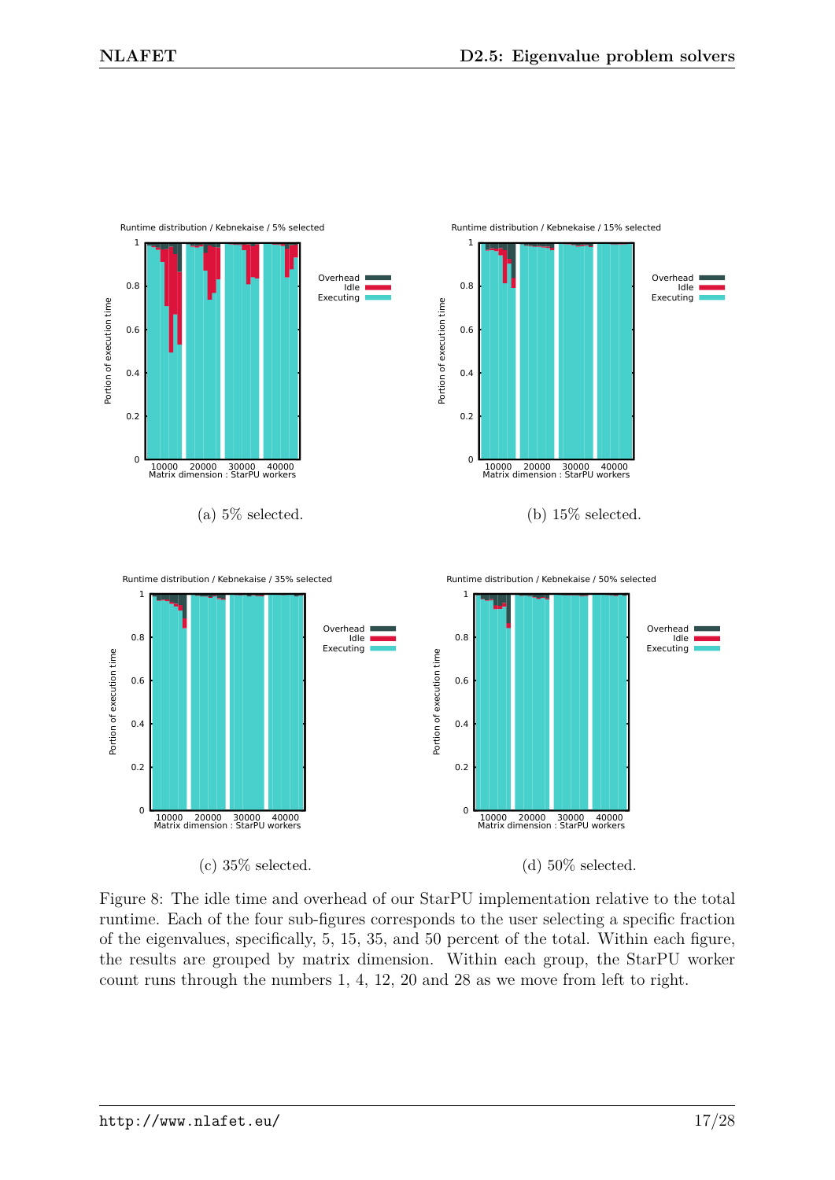(a) 5% selected.

(b) 15% selected.

(c) 35% selected.

(d) 50% selected.

Figure 8: The idle time and overhead of our StarPU implementation relative to the total runtime. Each of the four sub-figures corresponds to the user selecting a specific fraction of the eigenvalues, specifically, 5, 15, 35, and 50 percent of the total. Within each figure, the results are grouped by matrix dimension. Within each group, the StarPU worker count runs through the numbers 1, 4, 12, 20 and 28 as we move from left to right.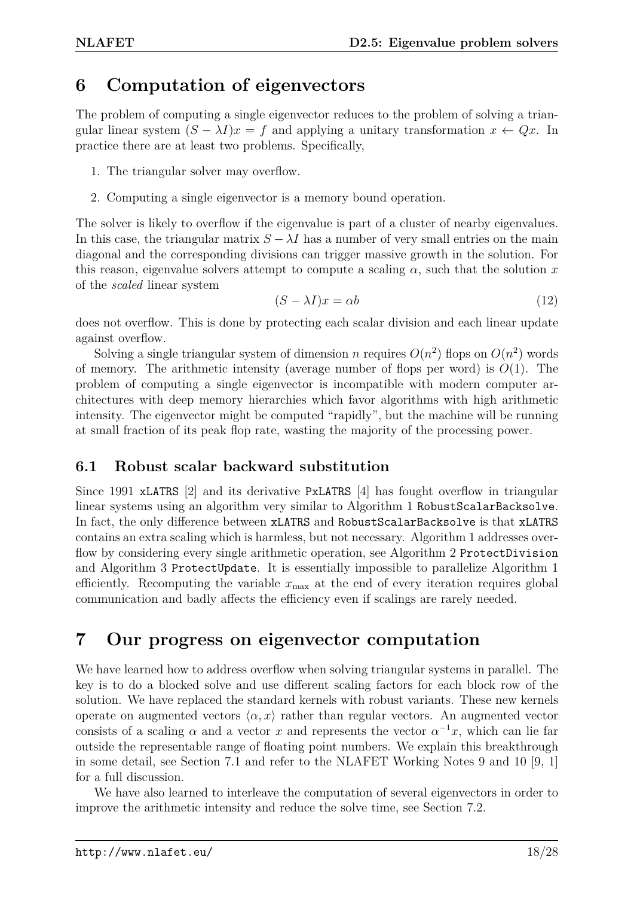# 6 Computation of eigenvectors

The problem of computing a single eigenvector reduces to the problem of solving a triangular linear system $(S - \lambda I)x = f$ and applying a unitary transformation $x \leftarrow Qx$. In practice there are at least two problems. Specifically,

1. The triangular solver may overflow.
2. Computing a single eigenvector is a memory bound operation.

The solver is likely to overflow if the eigenvalue is part of a cluster of nearby eigenvalues. In this case, the triangular matrix $S - \lambda I$ has a number of very small entries on the main diagonal and the corresponding divisions can trigger massive growth in the solution. For this reason, eigenvalue solvers attempt to compute a scaling $\alpha$, such that the solution $x$ of the *scaled* linear system

$$(S - \lambda I)x = \alpha b \tag{12}$$

does not overflow. This is done by protecting each scalar division and each linear update against overflow.

Solving a single triangular system of dimension $n$ requires $O(n^2)$ flops on $O(n^2)$ words of memory. The arithmetic intensity (average number of flops per word) is $O(1)$. The problem of computing a single eigenvector is incompatible with modern computer architectures with deep memory hierarchies which favor algorithms with high arithmetic intensity. The eigenvector might be computed "rapidly", but the machine will be running at small fraction of its peak flop rate, wasting the majority of the processing power.

## 6.1 Robust scalar backward substitution

Since 1991 `xLATRS` [2] and its derivative `PxLATRS` [4] has fought overflow in triangular linear systems using an algorithm very similar to Algorithm 1 `RobustScalarBacksolve`. In fact, the only difference between `xLATRS` and `RobustScalarBacksolve` is that `xLATRS` contains an extra scaling which is harmless, but not necessary. Algorithm 1 addresses overflow by considering every single arithmetic operation, see Algorithm 2 `ProtectDivision` and Algorithm 3 `ProtectUpdate`. It is essentially impossible to parallelize Algorithm 1 efficiently. Recomputing the variable $x_{\max}$ at the end of every iteration requires global communication and badly affects the efficiency even if scalings are rarely needed.

# 7 Our progress on eigenvector computation

We have learned how to address overflow when solving triangular systems in parallel. The key is to do a blocked solve and use different scaling factors for each block row of the solution. We have replaced the standard kernels with robust variants. These new kernels operate on augmented vectors $\langle \alpha, x \rangle$ rather than regular vectors. An augmented vector consists of a scaling $\alpha$ and a vector $x$ and represents the vector $\alpha^{-1}x$, which can lie far outside the representable range of floating point numbers. We explain this breakthrough in some detail, see Section 7.1 and refer to the NLAFET Working Notes 9 and 10 [9, 1] for a full discussion.

We have also learned to interleave the computation of several eigenvectors in order to improve the arithmetic intensity and reduce the solve time, see Section 7.2.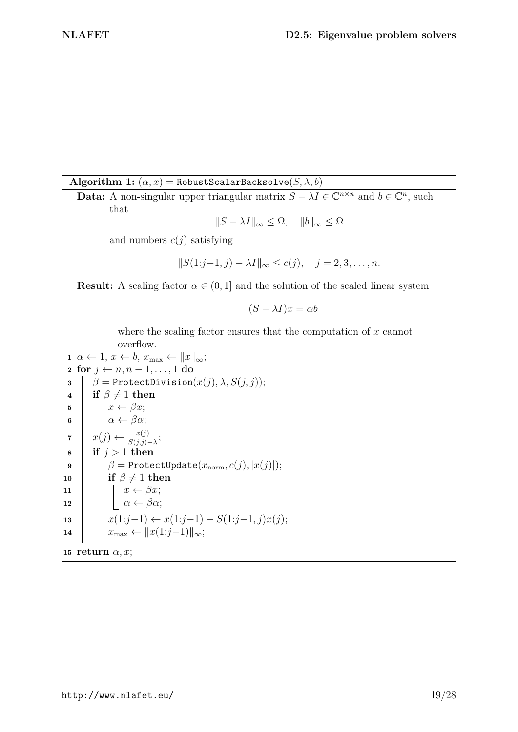**Algorithm 1:** $(\alpha, x) = \texttt{RobustScalarBacksolve}(S, \lambda, b)$

**Data:** A non-singular upper triangular matrix $S - \lambda I \in \mathbb{C}^{n \times n}$ and $b \in \mathbb{C}^n$, such that

$$\|S - \lambda I\|_\infty \leq \Omega, \quad \|b\|_\infty \leq \Omega$$

and numbers $c(j)$ satisfying

$$\|S(1{:}j{-}1, j) - \lambda I\|_\infty \leq c(j), \quad j = 2, 3, \dots, n.$$

**Result:** A scaling factor $\alpha \in (0, 1]$ and the solution of the scaled linear system

$$(S - \lambda I)x = \alpha b$$

where the scaling factor ensures that the computation of $x$ cannot overflow.

```
1  α ← 1, x ← b, x_max ← ‖x‖_∞;
2  for j ← n, n−1, ..., 1 do
3      β = ProtectDivision(x(j), λ, S(j,j));
4      if β ≠ 1 then
5          x ← βx;
6          α ← βα;
7      x(j) ← x(j) / (S(j,j) − λ);
8      if j > 1 then
9          β = ProtectUpdate(x_norm, c(j), |x(j)|);
10         if β ≠ 1 then
11             x ← βx;
12             α ← βα;
13         x(1:j−1) ← x(1:j−1) − S(1:j−1, j)x(j);
14         x_max ← ‖x(1:j−1)‖_∞;
15 return α, x;
```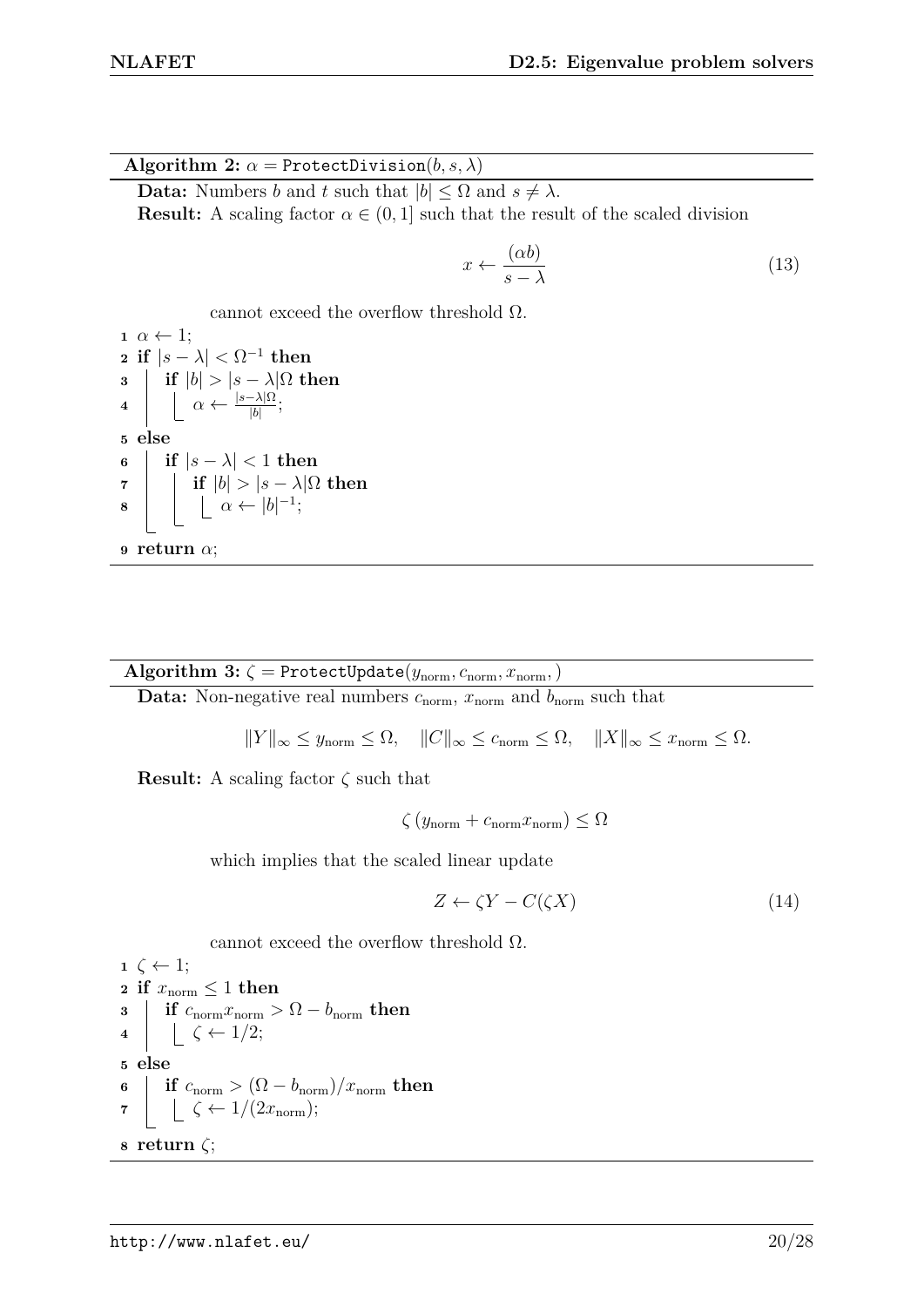**Algorithm 2:** $\alpha = \texttt{ProtectDivision}(b, s, \lambda)$

**Data:** Numbers $b$ and $t$ such that $|b| \leq \Omega$ and $s \neq \lambda$.

**Result:** A scaling factor $\alpha \in (0, 1]$ such that the result of the scaled division

$$x \leftarrow \frac{(\alpha b)}{s - \lambda} \tag{13}$$

cannot exceed the overflow threshold $\Omega$.

```
1 α ← 1;
2 if |s − λ| < Ω⁻¹ then
3 │ if |b| > |s − λ|Ω then
4 │ └ α ← |s−λ|Ω / |b|;
5 else
6 │ if |s − λ| < 1 then
7 │ │ if |b| > |s − λ|Ω then
8 │ │ └ α ← |b|⁻¹;
9 return α;
```

**Algorithm 3:** $\zeta = \texttt{ProtectUpdate}(y_{\text{norm}}, c_{\text{norm}}, x_{\text{norm}}, )$

**Data:** Non-negative real numbers $c_{\text{norm}}$, $x_{\text{norm}}$ and $b_{\text{norm}}$ such that

$$\|Y\|_\infty \leq y_{\text{norm}} \leq \Omega, \quad \|C\|_\infty \leq c_{\text{norm}} \leq \Omega, \quad \|X\|_\infty \leq x_{\text{norm}} \leq \Omega.$$

**Result:** A scaling factor $\zeta$ such that

$$\zeta \left( y_{\text{norm}} + c_{\text{norm}} x_{\text{norm}} \right) \leq \Omega$$

which implies that the scaled linear update

$$Z \leftarrow \zeta Y - C(\zeta X) \tag{14}$$

cannot exceed the overflow threshold $\Omega$.

```
1 ζ ← 1;
2 if x_norm ≤ 1 then
3 │ if c_norm x_norm > Ω − b_norm then
4 │ └ ζ ← 1/2;
5 else
6 │ if c_norm > (Ω − b_norm)/x_norm then
7 │ └ ζ ← 1/(2x_norm);
8 return ζ;
```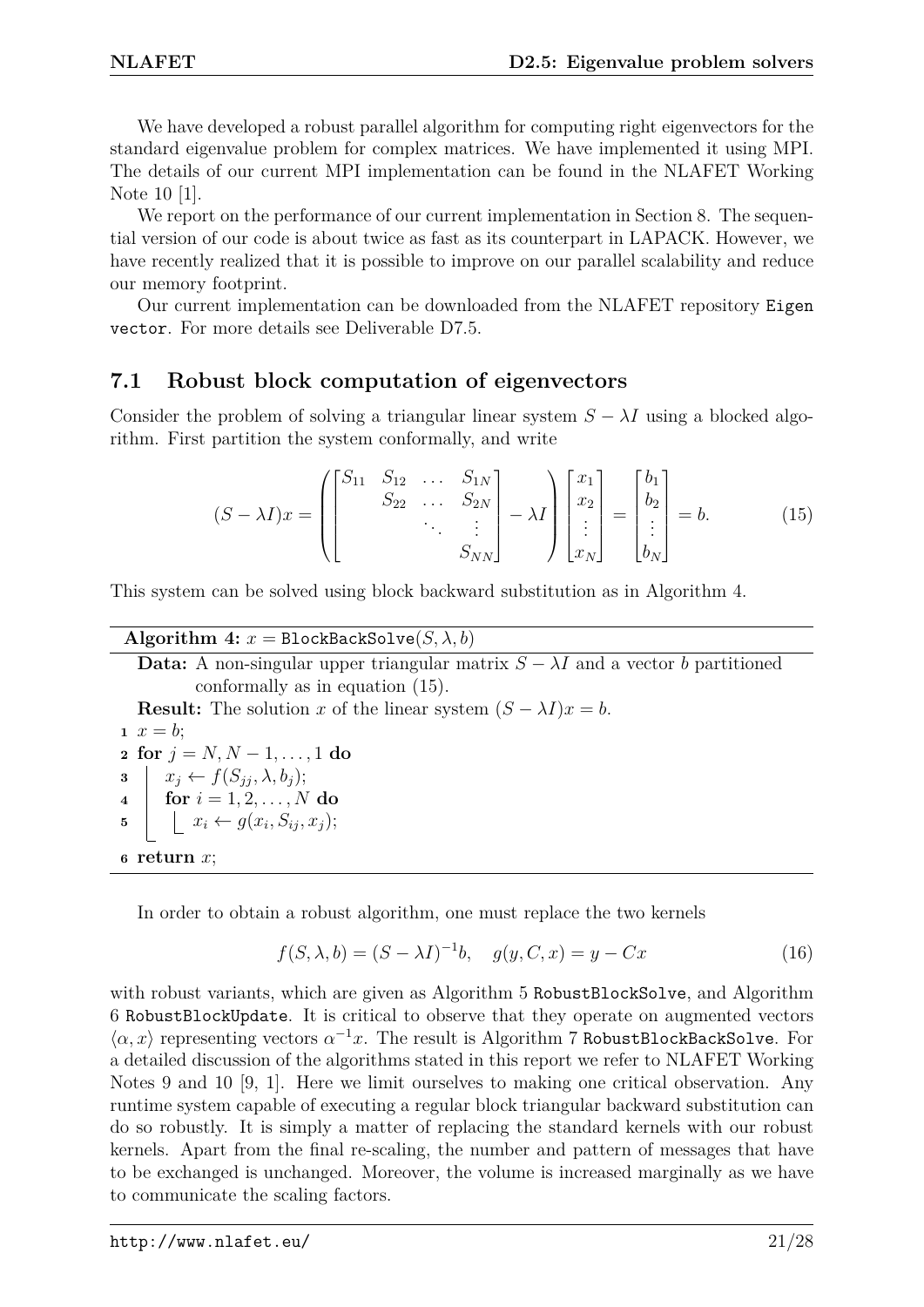We have developed a robust parallel algorithm for computing right eigenvectors for the standard eigenvalue problem for complex matrices. We have implemented it using MPI. The details of our current MPI implementation can be found in the NLAFET Working Note 10 [1].

We report on the performance of our current implementation in Section 8. The sequential version of our code is about twice as fast as its counterpart in LAPACK. However, we have recently realized that it is possible to improve on our parallel scalability and reduce our memory footprint.

Our current implementation can be downloaded from the NLAFET repository `Eigenvector`. For more details see Deliverable D7.5.

## 7.1 Robust block computation of eigenvectors

Consider the problem of solving a triangular linear system $S - \lambda I$ using a blocked algorithm. First partition the system conformally, and write

$$(S - \lambda I)x = \left( \begin{bmatrix} S_{11} & S_{12} & \dots & S_{1N} \\ & S_{22} & \dots & S_{2N} \\ & & \ddots & \vdots \\ & & & S_{NN} \end{bmatrix} - \lambda I \right) \begin{bmatrix} x_1 \\ x_2 \\ \vdots \\ x_N \end{bmatrix} = \begin{bmatrix} b_1 \\ b_2 \\ \vdots \\ b_N \end{bmatrix} = b. \tag{15}$$

This system can be solved using block backward substitution as in Algorithm 4.

---

**Algorithm 4:** $x = \texttt{BlockBackSolve}(S, \lambda, b)$

---

**Data:** A non-singular upper triangular matrix $S - \lambda I$ and a vector $b$ partitioned conformally as in equation (15).

**Result:** The solution $x$ of the linear system $(S - \lambda I)x = b$.

1. $x = b$;
2. **for** $j = N, N-1, \dots, 1$ **do**
3. &nbsp;&nbsp;&nbsp;&nbsp;$x_j \leftarrow f(S_{jj}, \lambda, b_j)$;
4. &nbsp;&nbsp;&nbsp;&nbsp;**for** $i = 1, 2, \dots, N$ **do**
5. &nbsp;&nbsp;&nbsp;&nbsp;&nbsp;&nbsp;&nbsp;&nbsp;$x_i \leftarrow g(x_i, S_{ij}, x_j)$;
6. **return** $x$;

---

In order to obtain a robust algorithm, one must replace the two kernels

$$f(S, \lambda, b) = (S - \lambda I)^{-1} b, \quad g(y, C, x) = y - Cx \tag{16}$$

with robust variants, which are given as Algorithm 5 `RobustBlockSolve`, and Algorithm 6 `RobustBlockUpdate`. It is critical to observe that they operate on augmented vectors $\langle \alpha, x \rangle$ representing vectors $\alpha^{-1} x$. The result is Algorithm 7 `RobustBlockBackSolve`. For a detailed discussion of the algorithms stated in this report we refer to NLAFET Working Notes 9 and 10 [9, 1]. Here we limit ourselves to making one critical observation. Any runtime system capable of executing a regular block triangular backward substitution can do so robustly. It is simply a matter of replacing the standard kernels with our robust kernels. Apart from the final re-scaling, the number and pattern of messages that have to be exchanged is unchanged. Moreover, the volume is increased marginally as we have to communicate the scaling factors.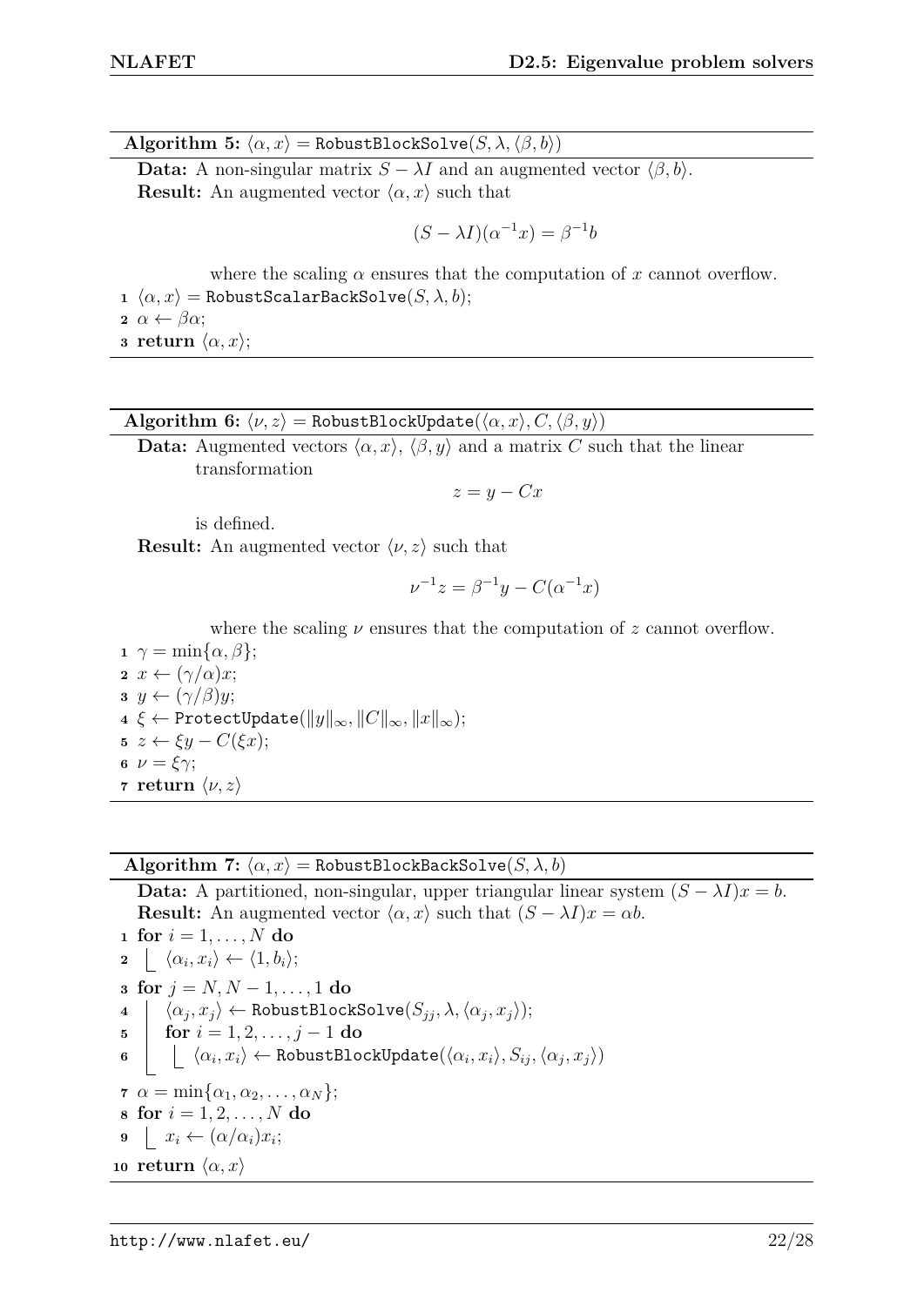**Algorithm 5:** $\langle \alpha, x \rangle = \texttt{RobustBlockSolve}(S, \lambda, \langle \beta, b \rangle)$

**Data:** A non-singular matrix $S - \lambda I$ and an augmented vector $\langle \beta, b \rangle$.
**Result:** An augmented vector $\langle \alpha, x \rangle$ such that

$$(S - \lambda I)(\alpha^{-1} x) = \beta^{-1} b$$

where the scaling $\alpha$ ensures that the computation of $x$ cannot overflow.

```
1  ⟨α, x⟩ = RobustScalarBackSolve(S, λ, b);
2  α ← βα;
3  return ⟨α, x⟩;
```

**Algorithm 6:** $\langle \nu, z \rangle = \texttt{RobustBlockUpdate}(\langle \alpha, x \rangle, C, \langle \beta, y \rangle)$

**Data:** Augmented vectors $\langle \alpha, x \rangle$, $\langle \beta, y \rangle$ and a matrix $C$ such that the linear transformation

$$z = y - Cx$$

is defined.
**Result:** An augmented vector $\langle \nu, z \rangle$ such that

$$\nu^{-1} z = \beta^{-1} y - C(\alpha^{-1} x)$$

where the scaling $\nu$ ensures that the computation of $z$ cannot overflow.

```
1  γ = min{α, β};
2  x ← (γ/α)x;
3  y ← (γ/β)y;
4  ξ ← ProtectUpdate(‖y‖∞, ‖C‖∞, ‖x‖∞);
5  z ← ξy − C(ξx);
6  ν = ξγ;
7  return ⟨ν, z⟩
```

**Algorithm 7:** $\langle \alpha, x \rangle = \texttt{RobustBlockBackSolve}(S, \lambda, b)$

**Data:** A partitioned, non-singular, upper triangular linear system $(S - \lambda I)x = b$.
**Result:** An augmented vector $\langle \alpha, x \rangle$ such that $(S - \lambda I)x = \alpha b$.

```
1  for i = 1, ..., N do
2      ⟨α_i, x_i⟩ ← ⟨1, b_i⟩;
3  for j = N, N − 1, ..., 1 do
4      ⟨α_j, x_j⟩ ← RobustBlockSolve(S_jj, λ, ⟨α_j, x_j⟩);
5      for i = 1, 2, ..., j − 1 do
6          ⟨α_i, x_i⟩ ← RobustBlockUpdate(⟨α_i, x_i⟩, S_ij, ⟨α_j, x_j⟩)
7  α = min{α_1, α_2, ..., α_N};
8  for i = 1, 2, ..., N do
9      x_i ← (α/α_i)x_i;
10 return ⟨α, x⟩
```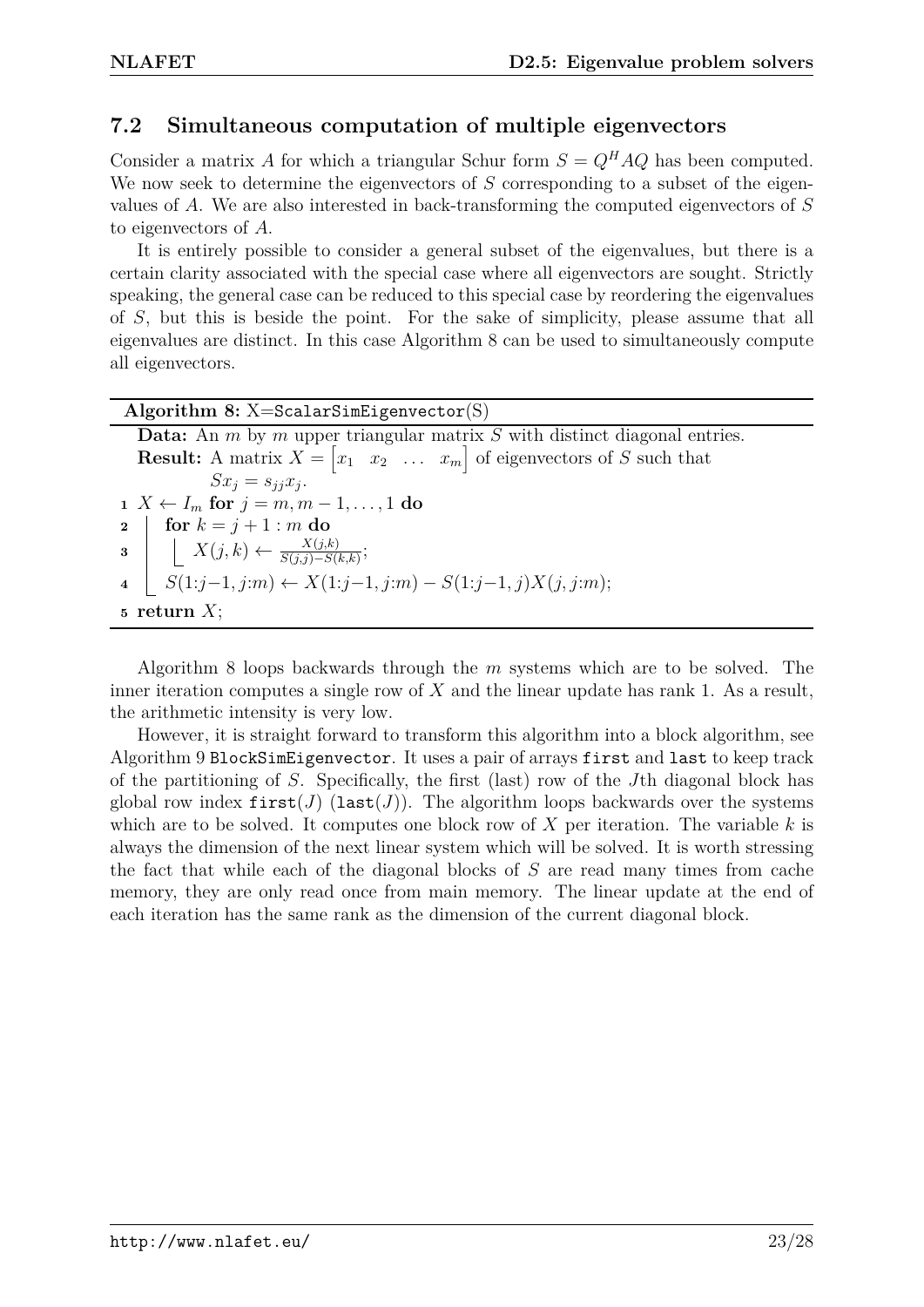## 7.2 Simultaneous computation of multiple eigenvectors

Consider a matrix $A$ for which a triangular Schur form $S = Q^H AQ$ has been computed. We now seek to determine the eigenvectors of $S$ corresponding to a subset of the eigenvalues of $A$. We are also interested in back-transforming the computed eigenvectors of $S$ to eigenvectors of $A$.

It is entirely possible to consider a general subset of the eigenvalues, but there is a certain clarity associated with the special case where all eigenvectors are sought. Strictly speaking, the general case can be reduced to this special case by reordering the eigenvalues of $S$, but this is beside the point. For the sake of simplicity, please assume that all eigenvalues are distinct. In this case Algorithm 8 can be used to simultaneously compute all eigenvectors.

**Algorithm 8:** X=`ScalarSimEigenvector`(S)

**Data:** An $m$ by $m$ upper triangular matrix $S$ with distinct diagonal entries.
**Result:** A matrix $X = \begin{bmatrix} x_1 & x_2 & \dots & x_m \end{bmatrix}$ of eigenvectors of $S$ such that $Sx_j = s_{jj}x_j$.

```
1 X ← I_m for j = m, m−1, ..., 1 do
2     for k = j+1 : m do
3         X(j,k) ← X(j,k) / (S(j,j) − S(k,k));
4     S(1:j−1, j:m) ← X(1:j−1, j:m) − S(1:j−1, j)X(j, j:m);
5 return X;
```

Algorithm 8 loops backwards through the $m$ systems which are to be solved. The inner iteration computes a single row of $X$ and the linear update has rank 1. As a result, the arithmetic intensity is very low.

However, it is straight forward to transform this algorithm into a block algorithm, see Algorithm 9 `BlockSimEigenvector`. It uses a pair of arrays `first` and `last` to keep track of the partitioning of $S$. Specifically, the first (last) row of the $J$th diagonal block has global row index `first`$(J)$ (`last`$(J)$). The algorithm loops backwards over the systems which are to be solved. It computes one block row of $X$ per iteration. The variable $k$ is always the dimension of the next linear system which will be solved. It is worth stressing the fact that while each of the diagonal blocks of $S$ are read many times from cache memory, they are only read once from main memory. The linear update at the end of each iteration has the same rank as the dimension of the current diagonal block.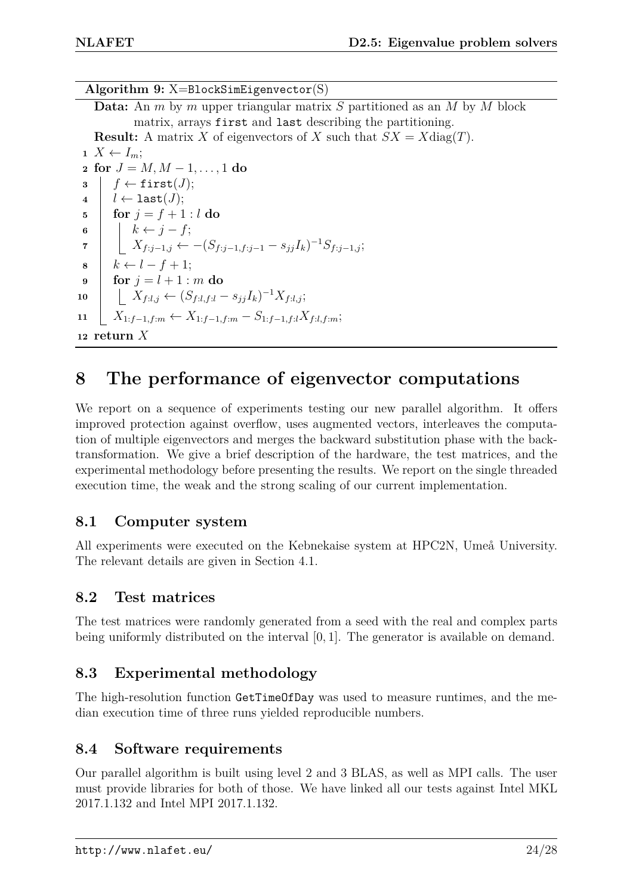**Algorithm 9:** X=`BlockSimEigenvector`(S)

**Data:** An $m$ by $m$ upper triangular matrix $S$ partitioned as an $M$ by $M$ block matrix, arrays `first` and `last` describing the partitioning.

**Result:** A matrix $X$ of eigenvectors of $X$ such that $SX = X\text{diag}(T)$.

```
1  X ← I_m;
2  for J = M, M − 1, ..., 1 do
3      f ← first(J);
4      l ← last(J);
5      for j = f + 1 : l do
6          k ← j − f;
7          X_{f:j−1,j} ← −(S_{f:j−1,f:j−1} − s_{jj} I_k)^{−1} S_{f:j−1,j};
8      k ← l − f + 1;
9      for j = l + 1 : m do
10         X_{f:l,j} ← (S_{f:l,f:l} − s_{jj} I_k)^{−1} X_{f:l,j};
11     X_{1:f−1,f:m} ← X_{1:f−1,f:m} − S_{1:f−1,f:l} X_{f:l,f:m};
12 return X
```

# 8 The performance of eigenvector computations

We report on a sequence of experiments testing our new parallel algorithm. It offers improved protection against overflow, uses augmented vectors, interleaves the computation of multiple eigenvectors and merges the backward substitution phase with the back-transformation. We give a brief description of the hardware, the test matrices, and the experimental methodology before presenting the results. We report on the single threaded execution time, the weak and the strong scaling of our current implementation.

## 8.1 Computer system

All experiments were executed on the Kebnekaise system at HPC2N, Umeå University. The relevant details are given in Section 4.1.

## 8.2 Test matrices

The test matrices were randomly generated from a seed with the real and complex parts being uniformly distributed on the interval $[0, 1]$. The generator is available on demand.

## 8.3 Experimental methodology

The high-resolution function `GetTimeOfDay` was used to measure runtimes, and the median execution time of three runs yielded reproducible numbers.

## 8.4 Software requirements

Our parallel algorithm is built using level 2 and 3 BLAS, as well as MPI calls. The user must provide libraries for both of those. We have linked all our tests against Intel MKL 2017.1.132 and Intel MPI 2017.1.132.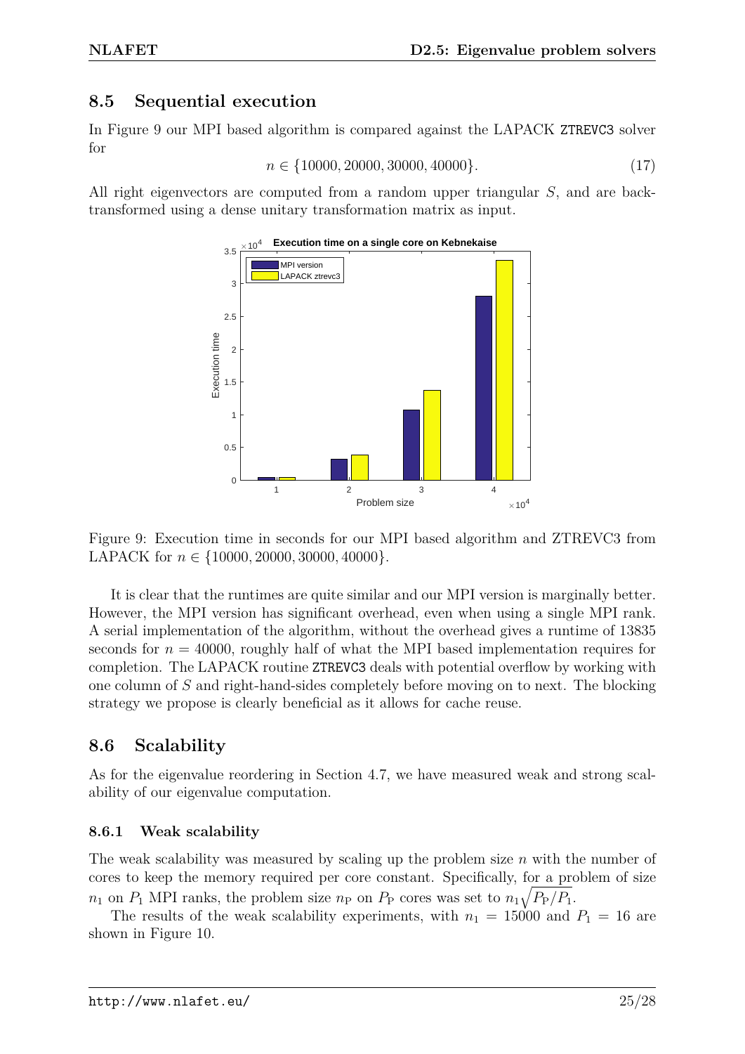## 8.5 Sequential execution

In Figure 9 our MPI based algorithm is compared against the LAPACK ZTREVC3 solver for

$$n \in \{10000, 20000, 30000, 40000\}. \tag{17}$$

All right eigenvectors are computed from a random upper triangular $S$, and are back-transformed using a dense unitary transformation matrix as input.

Figure 9: Execution time in seconds for our MPI based algorithm and ZTREVC3 from LAPACK for $n \in \{10000, 20000, 30000, 40000\}$.

It is clear that the runtimes are quite similar and our MPI version is marginally better. However, the MPI version has significant overhead, even when using a single MPI rank. A serial implementation of the algorithm, without the overhead gives a runtime of 13835 seconds for $n = 40000$, roughly half of what the MPI based implementation requires for completion. The LAPACK routine ZTREVC3 deals with potential overflow by working with one column of $S$ and right-hand-sides completely before moving on to next. The blocking strategy we propose is clearly beneficial as it allows for cache reuse.

## 8.6 Scalability

As for the eigenvalue reordering in Section 4.7, we have measured weak and strong scalability of our eigenvalue computation.

### 8.6.1 Weak scalability

The weak scalability was measured by scaling up the problem size $n$ with the number of cores to keep the memory required per core constant. Specifically, for a problem of size $n_1$ on $P_1$ MPI ranks, the problem size $n_P$ on $P_P$ cores was set to $n_1\sqrt{P_P/P_1}$.

The results of the weak scalability experiments, with $n_1 = 15000$ and $P_1 = 16$ are shown in Figure 10.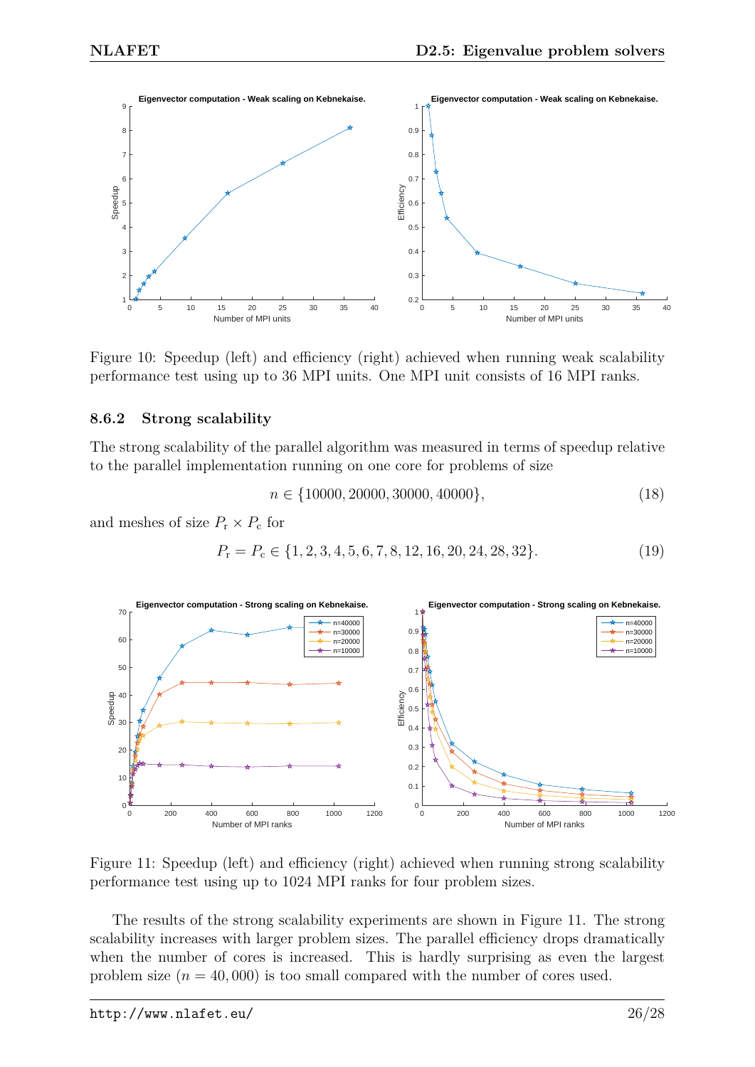Figure 10: Speedup (left) and efficiency (right) achieved when running weak scalability performance test using up to 36 MPI units. One MPI unit consists of 16 MPI ranks.

### 8.6.2 Strong scalability

The strong scalability of the parallel algorithm was measured in terms of speedup relative to the parallel implementation running on one core for problems of size

$$n \in \{10000, 20000, 30000, 40000\}, \tag{18}$$

and meshes of size $P_{\mathrm{r}} \times P_{\mathrm{c}}$ for

$$P_{\mathrm{r}} = P_{\mathrm{c}} \in \{1, 2, 3, 4, 5, 6, 7, 8, 12, 16, 20, 24, 28, 32\}. \tag{19}$$

Figure 11: Speedup (left) and efficiency (right) achieved when running strong scalability performance test using up to 1024 MPI ranks for four problem sizes.

The results of the strong scalability experiments are shown in Figure 11. The strong scalability increases with larger problem sizes. The parallel efficiency drops dramatically when the number of cores is increased. This is hardly surprising as even the largest problem size ($n = 40,000$) is too small compared with the number of cores used.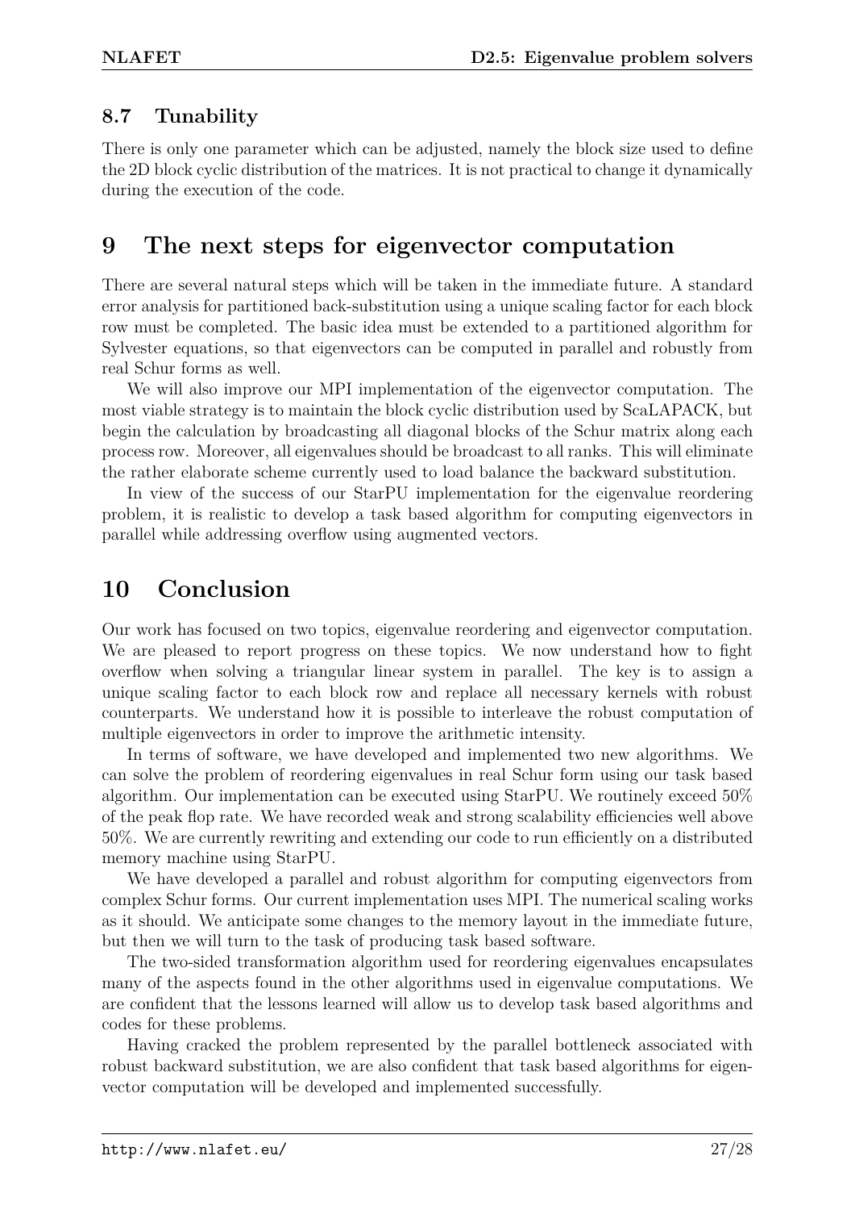### 8.7 Tunability

There is only one parameter which can be adjusted, namely the block size used to define the 2D block cyclic distribution of the matrices. It is not practical to change it dynamically during the execution of the code.

## 9 The next steps for eigenvector computation

There are several natural steps which will be taken in the immediate future. A standard error analysis for partitioned back-substitution using a unique scaling factor for each block row must be completed. The basic idea must be extended to a partitioned algorithm for Sylvester equations, so that eigenvectors can be computed in parallel and robustly from real Schur forms as well.

We will also improve our MPI implementation of the eigenvector computation. The most viable strategy is to maintain the block cyclic distribution used by ScaLAPACK, but begin the calculation by broadcasting all diagonal blocks of the Schur matrix along each process row. Moreover, all eigenvalues should be broadcast to all ranks. This will eliminate the rather elaborate scheme currently used to load balance the backward substitution.

In view of the success of our StarPU implementation for the eigenvalue reordering problem, it is realistic to develop a task based algorithm for computing eigenvectors in parallel while addressing overflow using augmented vectors.

## 10 Conclusion

Our work has focused on two topics, eigenvalue reordering and eigenvector computation. We are pleased to report progress on these topics. We now understand how to fight overflow when solving a triangular linear system in parallel. The key is to assign a unique scaling factor to each block row and replace all necessary kernels with robust counterparts. We understand how it is possible to interleave the robust computation of multiple eigenvectors in order to improve the arithmetic intensity.

In terms of software, we have developed and implemented two new algorithms. We can solve the problem of reordering eigenvalues in real Schur form using our task based algorithm. Our implementation can be executed using StarPU. We routinely exceed 50% of the peak flop rate. We have recorded weak and strong scalability efficiencies well above 50%. We are currently rewriting and extending our code to run efficiently on a distributed memory machine using StarPU.

We have developed a parallel and robust algorithm for computing eigenvectors from complex Schur forms. Our current implementation uses MPI. The numerical scaling works as it should. We anticipate some changes to the memory layout in the immediate future, but then we will turn to the task of producing task based software.

The two-sided transformation algorithm used for reordering eigenvalues encapsulates many of the aspects found in the other algorithms used in eigenvalue computations. We are confident that the lessons learned will allow us to develop task based algorithms and codes for these problems.

Having cracked the problem represented by the parallel bottleneck associated with robust backward substitution, we are also confident that task based algorithms for eigenvector computation will be developed and implemented successfully.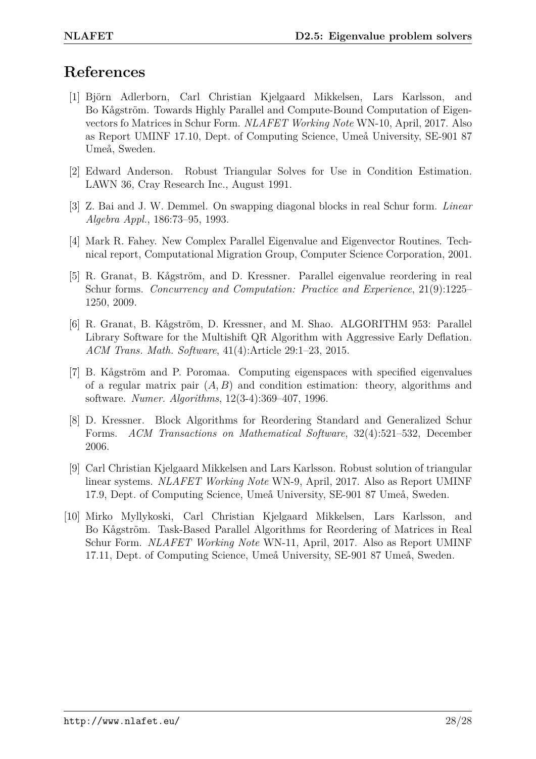# References

[1] Björn Adlerborn, Carl Christian Kjelgaard Mikkelsen, Lars Karlsson, and Bo Kågström. Towards Highly Parallel and Compute-Bound Computation of Eigenvectors fo Matrices in Schur Form. *NLAFET Working Note* WN-10, April, 2017. Also as Report UMINF 17.10, Dept. of Computing Science, Umeå University, SE-901 87 Umeå, Sweden.

[2] Edward Anderson. Robust Triangular Solves for Use in Condition Estimation. LAWN 36, Cray Research Inc., August 1991.

[3] Z. Bai and J. W. Demmel. On swapping diagonal blocks in real Schur form. *Linear Algebra Appl.*, 186:73–95, 1993.

[4] Mark R. Fahey. New Complex Parallel Eigenvalue and Eigenvector Routines. Technical report, Computational Migration Group, Computer Science Corporation, 2001.

[5] R. Granat, B. Kågström, and D. Kressner. Parallel eigenvalue reordering in real Schur forms. *Concurrency and Computation: Practice and Experience*, 21(9):1225–1250, 2009.

[6] R. Granat, B. Kågström, D. Kressner, and M. Shao. ALGORITHM 953: Parallel Library Software for the Multishift QR Algorithm with Aggressive Early Deflation. *ACM Trans. Math. Software*, 41(4):Article 29:1–23, 2015.

[7] B. Kågström and P. Poromaa. Computing eigenspaces with specified eigenvalues of a regular matrix pair $(A, B)$ and condition estimation: theory, algorithms and software. *Numer. Algorithms*, 12(3-4):369–407, 1996.

[8] D. Kressner. Block Algorithms for Reordering Standard and Generalized Schur Forms. *ACM Transactions on Mathematical Software*, 32(4):521–532, December 2006.

[9] Carl Christian Kjelgaard Mikkelsen and Lars Karlsson. Robust solution of triangular linear systems. *NLAFET Working Note* WN-9, April, 2017. Also as Report UMINF 17.9, Dept. of Computing Science, Umeå University, SE-901 87 Umeå, Sweden.

[10] Mirko Myllykoski, Carl Christian Kjelgaard Mikkelsen, Lars Karlsson, and Bo Kågström. Task-Based Parallel Algorithms for Reordering of Matrices in Real Schur Form. *NLAFET Working Note* WN-11, April, 2017. Also as Report UMINF 17.11, Dept. of Computing Science, Umeå University, SE-901 87 Umeå, Sweden.